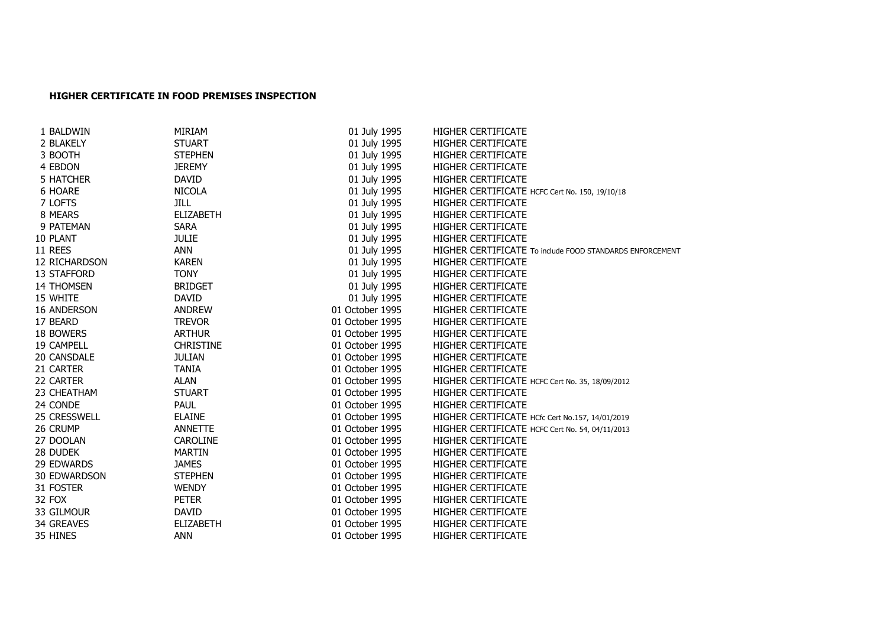**HIGHER CERTIFICATE IN FOOD PREMISES INSPECTION**

| | | | | |
|---|---|---|---|---|
| 1 | BALDWIN | MIRIAM | 01 July 1995 | HIGHER CERTIFICATE |
| 2 | BLAKELY | STUART | 01 July 1995 | HIGHER CERTIFICATE |
| 3 | BOOTH | STEPHEN | 01 July 1995 | HIGHER CERTIFICATE |
| 4 | EBDON | JEREMY | 01 July 1995 | HIGHER CERTIFICATE |
| 5 | HATCHER | DAVID | 01 July 1995 | HIGHER CERTIFICATE |
| 6 | HOARE | NICOLA | 01 July 1995 | HIGHER CERTIFICATE HCFC Cert No. 150, 19/10/18 |
| 7 | LOFTS | JILL | 01 July 1995 | HIGHER CERTIFICATE |
| 8 | MEARS | ELIZABETH | 01 July 1995 | HIGHER CERTIFICATE |
| 9 | PATEMAN | SARA | 01 July 1995 | HIGHER CERTIFICATE |
| 10 | PLANT | JULIE | 01 July 1995 | HIGHER CERTIFICATE |
| 11 | REES | ANN | 01 July 1995 | HIGHER CERTIFICATE To include FOOD STANDARDS ENFORCEMENT |
| 12 | RICHARDSON | KAREN | 01 July 1995 | HIGHER CERTIFICATE |
| 13 | STAFFORD | TONY | 01 July 1995 | HIGHER CERTIFICATE |
| 14 | THOMSEN | BRIDGET | 01 July 1995 | HIGHER CERTIFICATE |
| 15 | WHITE | DAVID | 01 July 1995 | HIGHER CERTIFICATE |
| 16 | ANDERSON | ANDREW | 01 October 1995 | HIGHER CERTIFICATE |
| 17 | BEARD | TREVOR | 01 October 1995 | HIGHER CERTIFICATE |
| 18 | BOWERS | ARTHUR | 01 October 1995 | HIGHER CERTIFICATE |
| 19 | CAMPELL | CHRISTINE | 01 October 1995 | HIGHER CERTIFICATE |
| 20 | CANSDALE | JULIAN | 01 October 1995 | HIGHER CERTIFICATE |
| 21 | CARTER | TANIA | 01 October 1995 | HIGHER CERTIFICATE |
| 22 | CARTER | ALAN | 01 October 1995 | HIGHER CERTIFICATE HCFC Cert No. 35, 18/09/2012 |
| 23 | CHEATHAM | STUART | 01 October 1995 | HIGHER CERTIFICATE |
| 24 | CONDE | PAUL | 01 October 1995 | HIGHER CERTIFICATE |
| 25 | CRESSWELL | ELAINE | 01 October 1995 | HIGHER CERTIFICATE HCfc Cert No.157, 14/01/2019 |
| 26 | CRUMP | ANNETTE | 01 October 1995 | HIGHER CERTIFICATE HCFC Cert No. 54, 04/11/2013 |
| 27 | DOOLAN | CAROLINE | 01 October 1995 | HIGHER CERTIFICATE |
| 28 | DUDEK | MARTIN | 01 October 1995 | HIGHER CERTIFICATE |
| 29 | EDWARDS | JAMES | 01 October 1995 | HIGHER CERTIFICATE |
| 30 | EDWARDSON | STEPHEN | 01 October 1995 | HIGHER CERTIFICATE |
| 31 | FOSTER | WENDY | 01 October 1995 | HIGHER CERTIFICATE |
| 32 | FOX | PETER | 01 October 1995 | HIGHER CERTIFICATE |
| 33 | GILMOUR | DAVID | 01 October 1995 | HIGHER CERTIFICATE |
| 34 | GREAVES | ELIZABETH | 01 October 1995 | HIGHER CERTIFICATE |
| 35 | HINES | ANN | 01 October 1995 | HIGHER CERTIFICATE |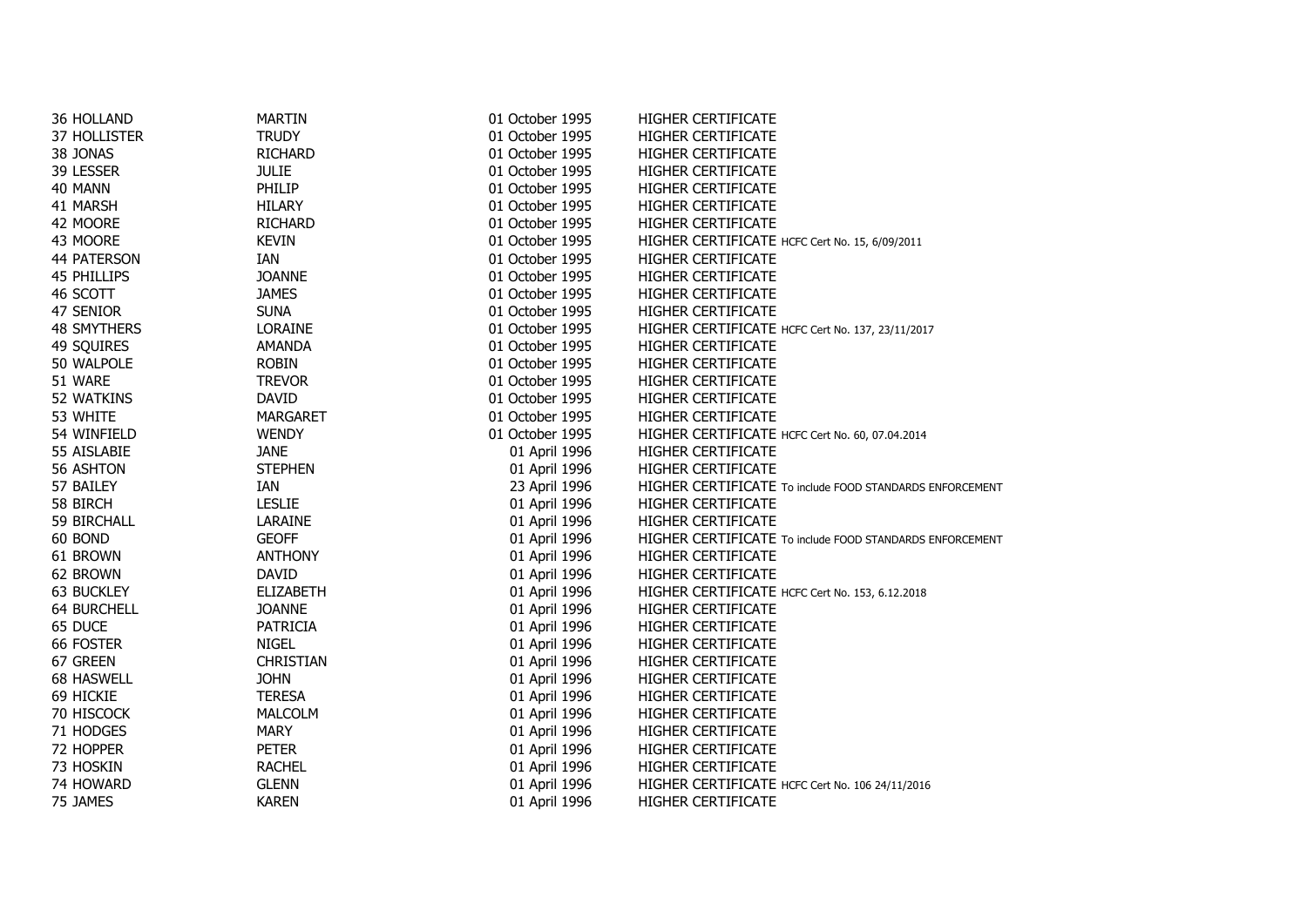| | | | |
|---|---|---|---|
| 36 HOLLAND | MARTIN | 01 October 1995 | HIGHER CERTIFICATE |
| 37 HOLLISTER | TRUDY | 01 October 1995 | HIGHER CERTIFICATE |
| 38 JONAS | RICHARD | 01 October 1995 | HIGHER CERTIFICATE |
| 39 LESSER | JULIE | 01 October 1995 | HIGHER CERTIFICATE |
| 40 MANN | PHILIP | 01 October 1995 | HIGHER CERTIFICATE |
| 41 MARSH | HILARY | 01 October 1995 | HIGHER CERTIFICATE |
| 42 MOORE | RICHARD | 01 October 1995 | HIGHER CERTIFICATE |
| 43 MOORE | KEVIN | 01 October 1995 | HIGHER CERTIFICATE HCFC Cert No. 15, 6/09/2011 |
| 44 PATERSON | IAN | 01 October 1995 | HIGHER CERTIFICATE |
| 45 PHILLIPS | JOANNE | 01 October 1995 | HIGHER CERTIFICATE |
| 46 SCOTT | JAMES | 01 October 1995 | HIGHER CERTIFICATE |
| 47 SENIOR | SUNA | 01 October 1995 | HIGHER CERTIFICATE |
| 48 SMYTHERS | LORAINE | 01 October 1995 | HIGHER CERTIFICATE HCFC Cert No. 137, 23/11/2017 |
| 49 SQUIRES | AMANDA | 01 October 1995 | HIGHER CERTIFICATE |
| 50 WALPOLE | ROBIN | 01 October 1995 | HIGHER CERTIFICATE |
| 51 WARE | TREVOR | 01 October 1995 | HIGHER CERTIFICATE |
| 52 WATKINS | DAVID | 01 October 1995 | HIGHER CERTIFICATE |
| 53 WHITE | MARGARET | 01 October 1995 | HIGHER CERTIFICATE |
| 54 WINFIELD | WENDY | 01 October 1995 | HIGHER CERTIFICATE HCFC Cert No. 60, 07.04.2014 |
| 55 AISLABIE | JANE | 01 April 1996 | HIGHER CERTIFICATE |
| 56 ASHTON | STEPHEN | 01 April 1996 | HIGHER CERTIFICATE |
| 57 BAILEY | IAN | 23 April 1996 | HIGHER CERTIFICATE To include FOOD STANDARDS ENFORCEMENT |
| 58 BIRCH | LESLIE | 01 April 1996 | HIGHER CERTIFICATE |
| 59 BIRCHALL | LARAINE | 01 April 1996 | HIGHER CERTIFICATE |
| 60 BOND | GEOFF | 01 April 1996 | HIGHER CERTIFICATE To include FOOD STANDARDS ENFORCEMENT |
| 61 BROWN | ANTHONY | 01 April 1996 | HIGHER CERTIFICATE |
| 62 BROWN | DAVID | 01 April 1996 | HIGHER CERTIFICATE |
| 63 BUCKLEY | ELIZABETH | 01 April 1996 | HIGHER CERTIFICATE HCFC Cert No. 153, 6.12.2018 |
| 64 BURCHELL | JOANNE | 01 April 1996 | HIGHER CERTIFICATE |
| 65 DUCE | PATRICIA | 01 April 1996 | HIGHER CERTIFICATE |
| 66 FOSTER | NIGEL | 01 April 1996 | HIGHER CERTIFICATE |
| 67 GREEN | CHRISTIAN | 01 April 1996 | HIGHER CERTIFICATE |
| 68 HASWELL | JOHN | 01 April 1996 | HIGHER CERTIFICATE |
| 69 HICKIE | TERESA | 01 April 1996 | HIGHER CERTIFICATE |
| 70 HISCOCK | MALCOLM | 01 April 1996 | HIGHER CERTIFICATE |
| 71 HODGES | MARY | 01 April 1996 | HIGHER CERTIFICATE |
| 72 HOPPER | PETER | 01 April 1996 | HIGHER CERTIFICATE |
| 73 HOSKIN | RACHEL | 01 April 1996 | HIGHER CERTIFICATE |
| 74 HOWARD | GLENN | 01 April 1996 | HIGHER CERTIFICATE HCFC Cert No. 106 24/11/2016 |
| 75 JAMES | KAREN | 01 April 1996 | HIGHER CERTIFICATE |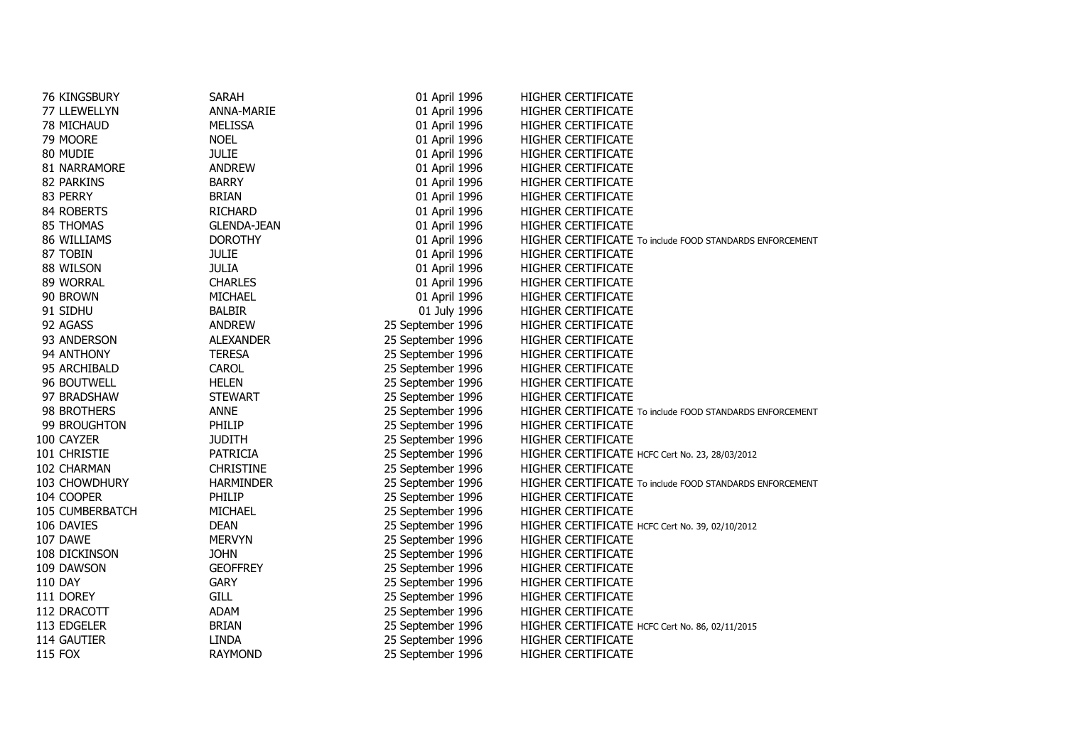| | | | | |
|---|---|---|---|---|
| 76 | KINGSBURY | SARAH | 01 April 1996 | HIGHER CERTIFICATE |
| 77 | LLEWELLYN | ANNA-MARIE | 01 April 1996 | HIGHER CERTIFICATE |
| 78 | MICHAUD | MELISSA | 01 April 1996 | HIGHER CERTIFICATE |
| 79 | MOORE | NOEL | 01 April 1996 | HIGHER CERTIFICATE |
| 80 | MUDIE | JULIE | 01 April 1996 | HIGHER CERTIFICATE |
| 81 | NARRAMORE | ANDREW | 01 April 1996 | HIGHER CERTIFICATE |
| 82 | PARKINS | BARRY | 01 April 1996 | HIGHER CERTIFICATE |
| 83 | PERRY | BRIAN | 01 April 1996 | HIGHER CERTIFICATE |
| 84 | ROBERTS | RICHARD | 01 April 1996 | HIGHER CERTIFICATE |
| 85 | THOMAS | GLENDA-JEAN | 01 April 1996 | HIGHER CERTIFICATE |
| 86 | WILLIAMS | DOROTHY | 01 April 1996 | HIGHER CERTIFICATE To include FOOD STANDARDS ENFORCEMENT |
| 87 | TOBIN | JULIE | 01 April 1996 | HIGHER CERTIFICATE |
| 88 | WILSON | JULIA | 01 April 1996 | HIGHER CERTIFICATE |
| 89 | WORRAL | CHARLES | 01 April 1996 | HIGHER CERTIFICATE |
| 90 | BROWN | MICHAEL | 01 April 1996 | HIGHER CERTIFICATE |
| 91 | SIDHU | BALBIR | 01 July 1996 | HIGHER CERTIFICATE |
| 92 | AGASS | ANDREW | 25 September 1996 | HIGHER CERTIFICATE |
| 93 | ANDERSON | ALEXANDER | 25 September 1996 | HIGHER CERTIFICATE |
| 94 | ANTHONY | TERESA | 25 September 1996 | HIGHER CERTIFICATE |
| 95 | ARCHIBALD | CAROL | 25 September 1996 | HIGHER CERTIFICATE |
| 96 | BOUTWELL | HELEN | 25 September 1996 | HIGHER CERTIFICATE |
| 97 | BRADSHAW | STEWART | 25 September 1996 | HIGHER CERTIFICATE |
| 98 | BROTHERS | ANNE | 25 September 1996 | HIGHER CERTIFICATE To include FOOD STANDARDS ENFORCEMENT |
| 99 | BROUGHTON | PHILIP | 25 September 1996 | HIGHER CERTIFICATE |
| 100 | CAYZER | JUDITH | 25 September 1996 | HIGHER CERTIFICATE |
| 101 | CHRISTIE | PATRICIA | 25 September 1996 | HIGHER CERTIFICATE HCFC Cert No. 23, 28/03/2012 |
| 102 | CHARMAN | CHRISTINE | 25 September 1996 | HIGHER CERTIFICATE |
| 103 | CHOWDHURY | HARMINDER | 25 September 1996 | HIGHER CERTIFICATE To include FOOD STANDARDS ENFORCEMENT |
| 104 | COOPER | PHILIP | 25 September 1996 | HIGHER CERTIFICATE |
| 105 | CUMBERBATCH | MICHAEL | 25 September 1996 | HIGHER CERTIFICATE |
| 106 | DAVIES | DEAN | 25 September 1996 | HIGHER CERTIFICATE HCFC Cert No. 39, 02/10/2012 |
| 107 | DAWE | MERVYN | 25 September 1996 | HIGHER CERTIFICATE |
| 108 | DICKINSON | JOHN | 25 September 1996 | HIGHER CERTIFICATE |
| 109 | DAWSON | GEOFFREY | 25 September 1996 | HIGHER CERTIFICATE |
| 110 | DAY | GARY | 25 September 1996 | HIGHER CERTIFICATE |
| 111 | DOREY | GILL | 25 September 1996 | HIGHER CERTIFICATE |
| 112 | DRACOTT | ADAM | 25 September 1996 | HIGHER CERTIFICATE |
| 113 | EDGELER | BRIAN | 25 September 1996 | HIGHER CERTIFICATE HCFC Cert No. 86, 02/11/2015 |
| 114 | GAUTIER | LINDA | 25 September 1996 | HIGHER CERTIFICATE |
| 115 | FOX | RAYMOND | 25 September 1996 | HIGHER CERTIFICATE |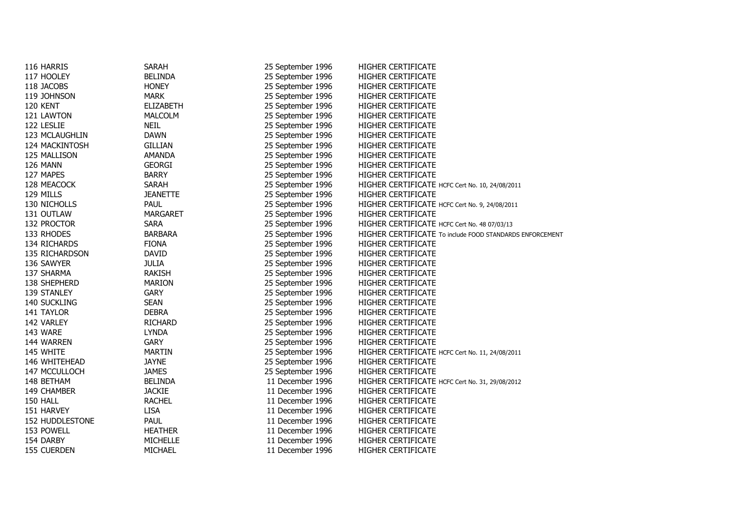| | | | |
|---|---|---|---|
| 116 HARRIS | SARAH | 25 September 1996 | HIGHER CERTIFICATE |
| 117 HOOLEY | BELINDA | 25 September 1996 | HIGHER CERTIFICATE |
| 118 JACOBS | HONEY | 25 September 1996 | HIGHER CERTIFICATE |
| 119 JOHNSON | MARK | 25 September 1996 | HIGHER CERTIFICATE |
| 120 KENT | ELIZABETH | 25 September 1996 | HIGHER CERTIFICATE |
| 121 LAWTON | MALCOLM | 25 September 1996 | HIGHER CERTIFICATE |
| 122 LESLIE | NEIL | 25 September 1996 | HIGHER CERTIFICATE |
| 123 MCLAUGHLIN | DAWN | 25 September 1996 | HIGHER CERTIFICATE |
| 124 MACKINTOSH | GILLIAN | 25 September 1996 | HIGHER CERTIFICATE |
| 125 MALLISON | AMANDA | 25 September 1996 | HIGHER CERTIFICATE |
| 126 MANN | GEORGI | 25 September 1996 | HIGHER CERTIFICATE |
| 127 MAPES | BARRY | 25 September 1996 | HIGHER CERTIFICATE |
| 128 MEACOCK | SARAH | 25 September 1996 | HIGHER CERTIFICATE HCFC Cert No. 10, 24/08/2011 |
| 129 MILLS | JEANETTE | 25 September 1996 | HIGHER CERTIFICATE |
| 130 NICHOLLS | PAUL | 25 September 1996 | HIGHER CERTIFICATE HCFC Cert No. 9, 24/08/2011 |
| 131 OUTLAW | MARGARET | 25 September 1996 | HIGHER CERTIFICATE |
| 132 PROCTOR | SARA | 25 September 1996 | HIGHER CERTIFICATE HCFC Cert No. 48 07/03/13 |
| 133 RHODES | BARBARA | 25 September 1996 | HIGHER CERTIFICATE To include FOOD STANDARDS ENFORCEMENT |
| 134 RICHARDS | FIONA | 25 September 1996 | HIGHER CERTIFICATE |
| 135 RICHARDSON | DAVID | 25 September 1996 | HIGHER CERTIFICATE |
| 136 SAWYER | JULIA | 25 September 1996 | HIGHER CERTIFICATE |
| 137 SHARMA | RAKISH | 25 September 1996 | HIGHER CERTIFICATE |
| 138 SHEPHERD | MARION | 25 September 1996 | HIGHER CERTIFICATE |
| 139 STANLEY | GARY | 25 September 1996 | HIGHER CERTIFICATE |
| 140 SUCKLING | SEAN | 25 September 1996 | HIGHER CERTIFICATE |
| 141 TAYLOR | DEBRA | 25 September 1996 | HIGHER CERTIFICATE |
| 142 VARLEY | RICHARD | 25 September 1996 | HIGHER CERTIFICATE |
| 143 WARE | LYNDA | 25 September 1996 | HIGHER CERTIFICATE |
| 144 WARREN | GARY | 25 September 1996 | HIGHER CERTIFICATE |
| 145 WHITE | MARTIN | 25 September 1996 | HIGHER CERTIFICATE HCFC Cert No. 11, 24/08/2011 |
| 146 WHITEHEAD | JAYNE | 25 September 1996 | HIGHER CERTIFICATE |
| 147 MCCULLOCH | JAMES | 25 September 1996 | HIGHER CERTIFICATE |
| 148 BETHAM | BELINDA | 11 December 1996 | HIGHER CERTIFICATE HCFC Cert No. 31, 29/08/2012 |
| 149 CHAMBER | JACKIE | 11 December 1996 | HIGHER CERTIFICATE |
| 150 HALL | RACHEL | 11 December 1996 | HIGHER CERTIFICATE |
| 151 HARVEY | LISA | 11 December 1996 | HIGHER CERTIFICATE |
| 152 HUDDLESTONE | PAUL | 11 December 1996 | HIGHER CERTIFICATE |
| 153 POWELL | HEATHER | 11 December 1996 | HIGHER CERTIFICATE |
| 154 DARBY | MICHELLE | 11 December 1996 | HIGHER CERTIFICATE |
| 155 CUERDEN | MICHAEL | 11 December 1996 | HIGHER CERTIFICATE |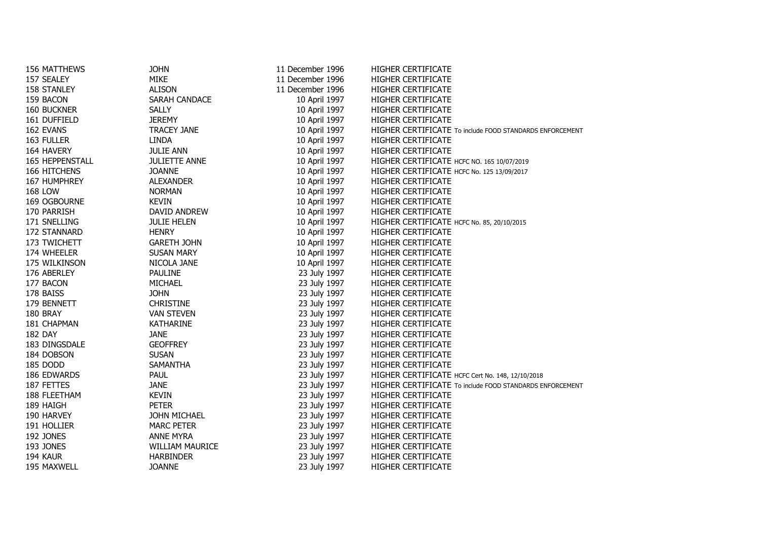| | | | | |
|---|---|---|---|---|
| 156 | MATTHEWS | JOHN | 11 December 1996 | HIGHER CERTIFICATE |
| 157 | SEALEY | MIKE | 11 December 1996 | HIGHER CERTIFICATE |
| 158 | STANLEY | ALISON | 11 December 1996 | HIGHER CERTIFICATE |
| 159 | BACON | SARAH CANDACE | 10 April 1997 | HIGHER CERTIFICATE |
| 160 | BUCKNER | SALLY | 10 April 1997 | HIGHER CERTIFICATE |
| 161 | DUFFIELD | JEREMY | 10 April 1997 | HIGHER CERTIFICATE |
| 162 | EVANS | TRACEY JANE | 10 April 1997 | HIGHER CERTIFICATE To include FOOD STANDARDS ENFORCEMENT |
| 163 | FULLER | LINDA | 10 April 1997 | HIGHER CERTIFICATE |
| 164 | HAVERY | JULIE ANN | 10 April 1997 | HIGHER CERTIFICATE |
| 165 | HEPPENSTALL | JULIETTE ANNE | 10 April 1997 | HIGHER CERTIFICATE HCFC NO. 165 10/07/2019 |
| 166 | HITCHENS | JOANNE | 10 April 1997 | HIGHER CERTIFICATE HCFC No. 125 13/09/2017 |
| 167 | HUMPHREY | ALEXANDER | 10 April 1997 | HIGHER CERTIFICATE |
| 168 | LOW | NORMAN | 10 April 1997 | HIGHER CERTIFICATE |
| 169 | OGBOURNE | KEVIN | 10 April 1997 | HIGHER CERTIFICATE |
| 170 | PARRISH | DAVID ANDREW | 10 April 1997 | HIGHER CERTIFICATE |
| 171 | SNELLING | JULIE HELEN | 10 April 1997 | HIGHER CERTIFICATE HCFC No. 85, 20/10/2015 |
| 172 | STANNARD | HENRY | 10 April 1997 | HIGHER CERTIFICATE |
| 173 | TWICHETT | GARETH JOHN | 10 April 1997 | HIGHER CERTIFICATE |
| 174 | WHEELER | SUSAN MARY | 10 April 1997 | HIGHER CERTIFICATE |
| 175 | WILKINSON | NICOLA JANE | 10 April 1997 | HIGHER CERTIFICATE |
| 176 | ABERLEY | PAULINE | 23 July 1997 | HIGHER CERTIFICATE |
| 177 | BACON | MICHAEL | 23 July 1997 | HIGHER CERTIFICATE |
| 178 | BAISS | JOHN | 23 July 1997 | HIGHER CERTIFICATE |
| 179 | BENNETT | CHRISTINE | 23 July 1997 | HIGHER CERTIFICATE |
| 180 | BRAY | VAN STEVEN | 23 July 1997 | HIGHER CERTIFICATE |
| 181 | CHAPMAN | KATHARINE | 23 July 1997 | HIGHER CERTIFICATE |
| 182 | DAY | JANE | 23 July 1997 | HIGHER CERTIFICATE |
| 183 | DINGSDALE | GEOFFREY | 23 July 1997 | HIGHER CERTIFICATE |
| 184 | DOBSON | SUSAN | 23 July 1997 | HIGHER CERTIFICATE |
| 185 | DODD | SAMANTHA | 23 July 1997 | HIGHER CERTIFICATE |
| 186 | EDWARDS | PAUL | 23 July 1997 | HIGHER CERTIFICATE HCFC Cert No. 148, 12/10/2018 |
| 187 | FETTES | JANE | 23 July 1997 | HIGHER CERTIFICATE To include FOOD STANDARDS ENFORCEMENT |
| 188 | FLEETHAM | KEVIN | 23 July 1997 | HIGHER CERTIFICATE |
| 189 | HAIGH | PETER | 23 July 1997 | HIGHER CERTIFICATE |
| 190 | HARVEY | JOHN MICHAEL | 23 July 1997 | HIGHER CERTIFICATE |
| 191 | HOLLIER | MARC PETER | 23 July 1997 | HIGHER CERTIFICATE |
| 192 | JONES | ANNE MYRA | 23 July 1997 | HIGHER CERTIFICATE |
| 193 | JONES | WILLIAM MAURICE | 23 July 1997 | HIGHER CERTIFICATE |
| 194 | KAUR | HARBINDER | 23 July 1997 | HIGHER CERTIFICATE |
| 195 | MAXWELL | JOANNE | 23 July 1997 | HIGHER CERTIFICATE |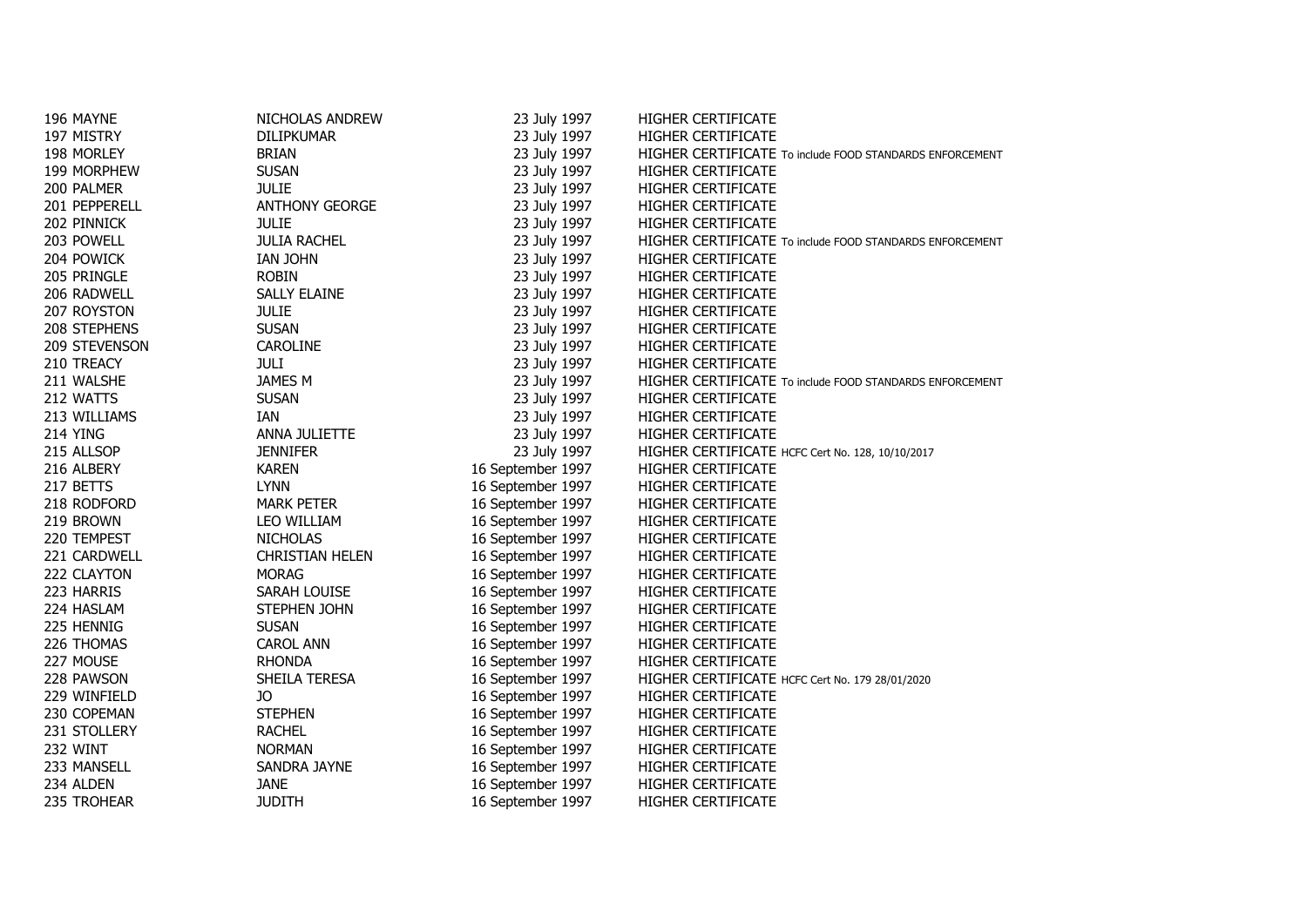| | | | | |
|---|---|---|---|---|
| 196 | MAYNE | NICHOLAS ANDREW | 23 July 1997 | HIGHER CERTIFICATE |
| 197 | MISTRY | DILIPKUMAR | 23 July 1997 | HIGHER CERTIFICATE |
| 198 | MORLEY | BRIAN | 23 July 1997 | HIGHER CERTIFICATE To include FOOD STANDARDS ENFORCEMENT |
| 199 | MORPHEW | SUSAN | 23 July 1997 | HIGHER CERTIFICATE |
| 200 | PALMER | JULIE | 23 July 1997 | HIGHER CERTIFICATE |
| 201 | PEPPERELL | ANTHONY GEORGE | 23 July 1997 | HIGHER CERTIFICATE |
| 202 | PINNICK | JULIE | 23 July 1997 | HIGHER CERTIFICATE |
| 203 | POWELL | JULIA RACHEL | 23 July 1997 | HIGHER CERTIFICATE To include FOOD STANDARDS ENFORCEMENT |
| 204 | POWICK | IAN JOHN | 23 July 1997 | HIGHER CERTIFICATE |
| 205 | PRINGLE | ROBIN | 23 July 1997 | HIGHER CERTIFICATE |
| 206 | RADWELL | SALLY ELAINE | 23 July 1997 | HIGHER CERTIFICATE |
| 207 | ROYSTON | JULIE | 23 July 1997 | HIGHER CERTIFICATE |
| 208 | STEPHENS | SUSAN | 23 July 1997 | HIGHER CERTIFICATE |
| 209 | STEVENSON | CAROLINE | 23 July 1997 | HIGHER CERTIFICATE |
| 210 | TREACY | JULI | 23 July 1997 | HIGHER CERTIFICATE |
| 211 | WALSHE | JAMES M | 23 July 1997 | HIGHER CERTIFICATE To include FOOD STANDARDS ENFORCEMENT |
| 212 | WATTS | SUSAN | 23 July 1997 | HIGHER CERTIFICATE |
| 213 | WILLIAMS | IAN | 23 July 1997 | HIGHER CERTIFICATE |
| 214 | YING | ANNA JULIETTE | 23 July 1997 | HIGHER CERTIFICATE |
| 215 | ALLSOP | JENNIFER | 23 July 1997 | HIGHER CERTIFICATE HCFC Cert No. 128, 10/10/2017 |
| 216 | ALBERY | KAREN | 16 September 1997 | HIGHER CERTIFICATE |
| 217 | BETTS | LYNN | 16 September 1997 | HIGHER CERTIFICATE |
| 218 | RODFORD | MARK PETER | 16 September 1997 | HIGHER CERTIFICATE |
| 219 | BROWN | LEO WILLIAM | 16 September 1997 | HIGHER CERTIFICATE |
| 220 | TEMPEST | NICHOLAS | 16 September 1997 | HIGHER CERTIFICATE |
| 221 | CARDWELL | CHRISTIAN HELEN | 16 September 1997 | HIGHER CERTIFICATE |
| 222 | CLAYTON | MORAG | 16 September 1997 | HIGHER CERTIFICATE |
| 223 | HARRIS | SARAH LOUISE | 16 September 1997 | HIGHER CERTIFICATE |
| 224 | HASLAM | STEPHEN JOHN | 16 September 1997 | HIGHER CERTIFICATE |
| 225 | HENNIG | SUSAN | 16 September 1997 | HIGHER CERTIFICATE |
| 226 | THOMAS | CAROL ANN | 16 September 1997 | HIGHER CERTIFICATE |
| 227 | MOUSE | RHONDA | 16 September 1997 | HIGHER CERTIFICATE |
| 228 | PAWSON | SHEILA TERESA | 16 September 1997 | HIGHER CERTIFICATE HCFC Cert No. 179 28/01/2020 |
| 229 | WINFIELD | JO | 16 September 1997 | HIGHER CERTIFICATE |
| 230 | COPEMAN | STEPHEN | 16 September 1997 | HIGHER CERTIFICATE |
| 231 | STOLLERY | RACHEL | 16 September 1997 | HIGHER CERTIFICATE |
| 232 | WINT | NORMAN | 16 September 1997 | HIGHER CERTIFICATE |
| 233 | MANSELL | SANDRA JAYNE | 16 September 1997 | HIGHER CERTIFICATE |
| 234 | ALDEN | JANE | 16 September 1997 | HIGHER CERTIFICATE |
| 235 | TROHEAR | JUDITH | 16 September 1997 | HIGHER CERTIFICATE |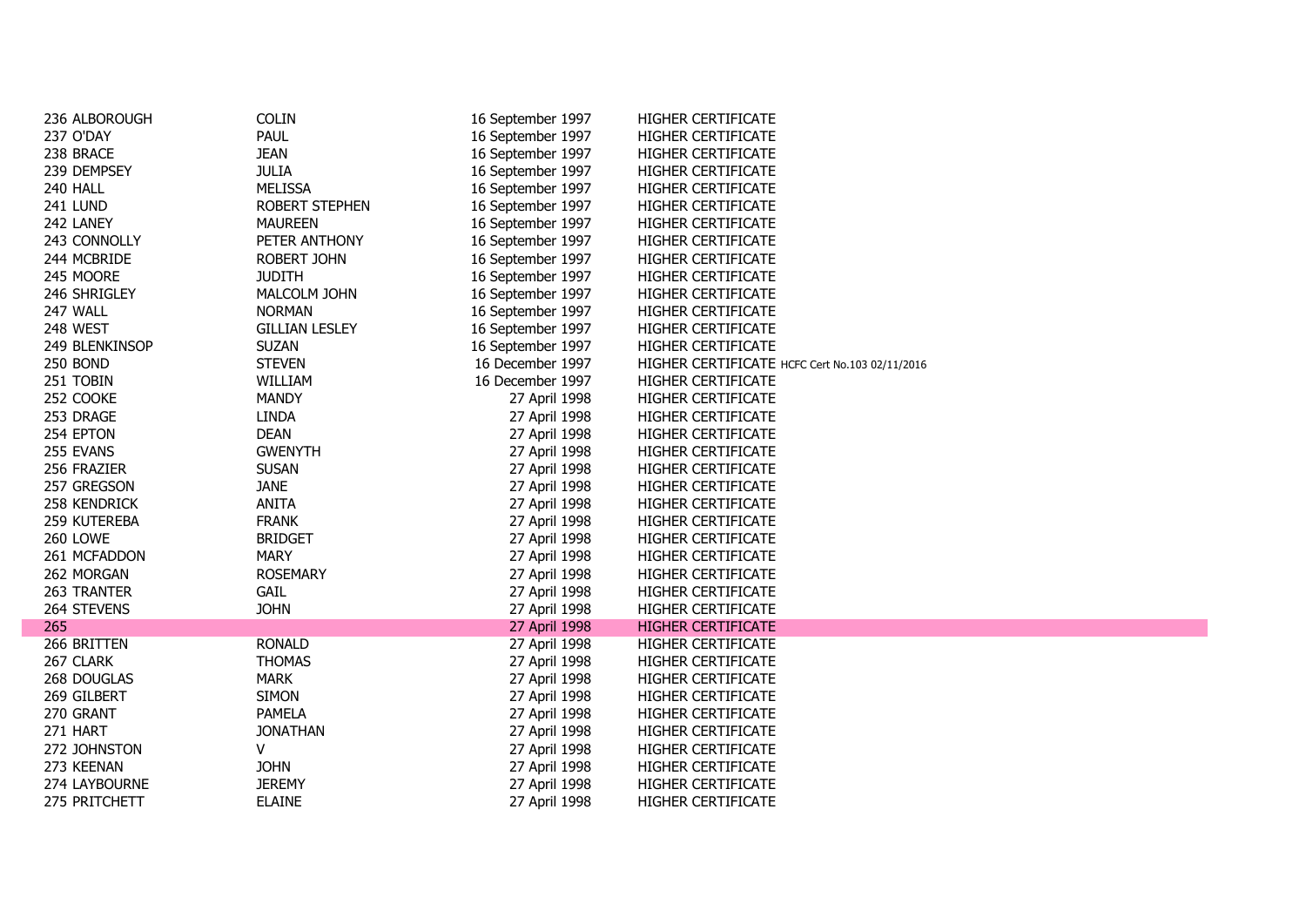| | | | | |
|---|---|---|---|---|
| 236 | ALBOROUGH | COLIN | 16 September 1997 | HIGHER CERTIFICATE |
| 237 | O'DAY | PAUL | 16 September 1997 | HIGHER CERTIFICATE |
| 238 | BRACE | JEAN | 16 September 1997 | HIGHER CERTIFICATE |
| 239 | DEMPSEY | JULIA | 16 September 1997 | HIGHER CERTIFICATE |
| 240 | HALL | MELISSA | 16 September 1997 | HIGHER CERTIFICATE |
| 241 | LUND | ROBERT STEPHEN | 16 September 1997 | HIGHER CERTIFICATE |
| 242 | LANEY | MAUREEN | 16 September 1997 | HIGHER CERTIFICATE |
| 243 | CONNOLLY | PETER ANTHONY | 16 September 1997 | HIGHER CERTIFICATE |
| 244 | MCBRIDE | ROBERT JOHN | 16 September 1997 | HIGHER CERTIFICATE |
| 245 | MOORE | JUDITH | 16 September 1997 | HIGHER CERTIFICATE |
| 246 | SHRIGLEY | MALCOLM JOHN | 16 September 1997 | HIGHER CERTIFICATE |
| 247 | WALL | NORMAN | 16 September 1997 | HIGHER CERTIFICATE |
| 248 | WEST | GILLIAN LESLEY | 16 September 1997 | HIGHER CERTIFICATE |
| 249 | BLENKINSOP | SUZAN | 16 September 1997 | HIGHER CERTIFICATE |
| 250 | BOND | STEVEN | 16 December 1997 | HIGHER CERTIFICATE HCFC Cert No.103 02/11/2016 |
| 251 | TOBIN | WILLIAM | 16 December 1997 | HIGHER CERTIFICATE |
| 252 | COOKE | MANDY | 27 April 1998 | HIGHER CERTIFICATE |
| 253 | DRAGE | LINDA | 27 April 1998 | HIGHER CERTIFICATE |
| 254 | EPTON | DEAN | 27 April 1998 | HIGHER CERTIFICATE |
| 255 | EVANS | GWENYTH | 27 April 1998 | HIGHER CERTIFICATE |
| 256 | FRAZIER | SUSAN | 27 April 1998 | HIGHER CERTIFICATE |
| 257 | GREGSON | JANE | 27 April 1998 | HIGHER CERTIFICATE |
| 258 | KENDRICK | ANITA | 27 April 1998 | HIGHER CERTIFICATE |
| 259 | KUTEREBA | FRANK | 27 April 1998 | HIGHER CERTIFICATE |
| 260 | LOWE | BRIDGET | 27 April 1998 | HIGHER CERTIFICATE |
| 261 | MCFADDON | MARY | 27 April 1998 | HIGHER CERTIFICATE |
| 262 | MORGAN | ROSEMARY | 27 April 1998 | HIGHER CERTIFICATE |
| 263 | TRANTER | GAIL | 27 April 1998 | HIGHER CERTIFICATE |
| 264 | STEVENS | JOHN | 27 April 1998 | HIGHER CERTIFICATE |
| 265 | | | 27 April 1998 | HIGHER CERTIFICATE |
| 266 | BRITTEN | RONALD | 27 April 1998 | HIGHER CERTIFICATE |
| 267 | CLARK | THOMAS | 27 April 1998 | HIGHER CERTIFICATE |
| 268 | DOUGLAS | MARK | 27 April 1998 | HIGHER CERTIFICATE |
| 269 | GILBERT | SIMON | 27 April 1998 | HIGHER CERTIFICATE |
| 270 | GRANT | PAMELA | 27 April 1998 | HIGHER CERTIFICATE |
| 271 | HART | JONATHAN | 27 April 1998 | HIGHER CERTIFICATE |
| 272 | JOHNSTON | V | 27 April 1998 | HIGHER CERTIFICATE |
| 273 | KEENAN | JOHN | 27 April 1998 | HIGHER CERTIFICATE |
| 274 | LAYBOURNE | JEREMY | 27 April 1998 | HIGHER CERTIFICATE |
| 275 | PRITCHETT | ELAINE | 27 April 1998 | HIGHER CERTIFICATE |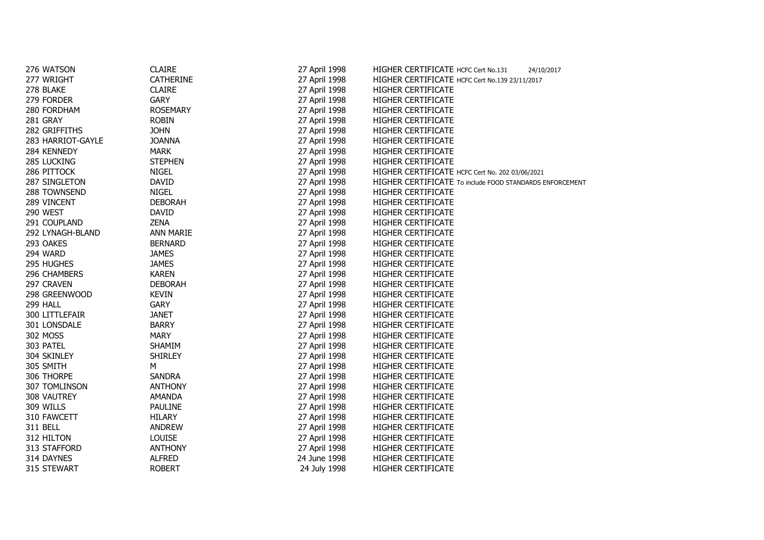| | | | | |
|---|---|---|---|---|
| 276 | WATSON | CLAIRE | 27 April 1998 | HIGHER CERTIFICATE HCFC Cert No.131 24/10/2017 |
| 277 | WRIGHT | CATHERINE | 27 April 1998 | HIGHER CERTIFICATE HCFC Cert No.139 23/11/2017 |
| 278 | BLAKE | CLAIRE | 27 April 1998 | HIGHER CERTIFICATE |
| 279 | FORDER | GARY | 27 April 1998 | HIGHER CERTIFICATE |
| 280 | FORDHAM | ROSEMARY | 27 April 1998 | HIGHER CERTIFICATE |
| 281 | GRAY | ROBIN | 27 April 1998 | HIGHER CERTIFICATE |
| 282 | GRIFFITHS | JOHN | 27 April 1998 | HIGHER CERTIFICATE |
| 283 | HARRIOT-GAYLE | JOANNA | 27 April 1998 | HIGHER CERTIFICATE |
| 284 | KENNEDY | MARK | 27 April 1998 | HIGHER CERTIFICATE |
| 285 | LUCKING | STEPHEN | 27 April 1998 | HIGHER CERTIFICATE |
| 286 | PITTOCK | NIGEL | 27 April 1998 | HIGHER CERTIFICATE HCFC Cert No. 202 03/06/2021 |
| 287 | SINGLETON | DAVID | 27 April 1998 | HIGHER CERTIFICATE To include FOOD STANDARDS ENFORCEMENT |
| 288 | TOWNSEND | NIGEL | 27 April 1998 | HIGHER CERTIFICATE |
| 289 | VINCENT | DEBORAH | 27 April 1998 | HIGHER CERTIFICATE |
| 290 | WEST | DAVID | 27 April 1998 | HIGHER CERTIFICATE |
| 291 | COUPLAND | ZENA | 27 April 1998 | HIGHER CERTIFICATE |
| 292 | LYNAGH-BLAND | ANN MARIE | 27 April 1998 | HIGHER CERTIFICATE |
| 293 | OAKES | BERNARD | 27 April 1998 | HIGHER CERTIFICATE |
| 294 | WARD | JAMES | 27 April 1998 | HIGHER CERTIFICATE |
| 295 | HUGHES | JAMES | 27 April 1998 | HIGHER CERTIFICATE |
| 296 | CHAMBERS | KAREN | 27 April 1998 | HIGHER CERTIFICATE |
| 297 | CRAVEN | DEBORAH | 27 April 1998 | HIGHER CERTIFICATE |
| 298 | GREENWOOD | KEVIN | 27 April 1998 | HIGHER CERTIFICATE |
| 299 | HALL | GARY | 27 April 1998 | HIGHER CERTIFICATE |
| 300 | LITTLEFAIR | JANET | 27 April 1998 | HIGHER CERTIFICATE |
| 301 | LONSDALE | BARRY | 27 April 1998 | HIGHER CERTIFICATE |
| 302 | MOSS | MARY | 27 April 1998 | HIGHER CERTIFICATE |
| 303 | PATEL | SHAMIM | 27 April 1998 | HIGHER CERTIFICATE |
| 304 | SKINLEY | SHIRLEY | 27 April 1998 | HIGHER CERTIFICATE |
| 305 | SMITH | M | 27 April 1998 | HIGHER CERTIFICATE |
| 306 | THORPE | SANDRA | 27 April 1998 | HIGHER CERTIFICATE |
| 307 | TOMLINSON | ANTHONY | 27 April 1998 | HIGHER CERTIFICATE |
| 308 | VAUTREY | AMANDA | 27 April 1998 | HIGHER CERTIFICATE |
| 309 | WILLS | PAULINE | 27 April 1998 | HIGHER CERTIFICATE |
| 310 | FAWCETT | HILARY | 27 April 1998 | HIGHER CERTIFICATE |
| 311 | BELL | ANDREW | 27 April 1998 | HIGHER CERTIFICATE |
| 312 | HILTON | LOUISE | 27 April 1998 | HIGHER CERTIFICATE |
| 313 | STAFFORD | ANTHONY | 27 April 1998 | HIGHER CERTIFICATE |
| 314 | DAYNES | ALFRED | 24 June 1998 | HIGHER CERTIFICATE |
| 315 | STEWART | ROBERT | 24 July 1998 | HIGHER CERTIFICATE |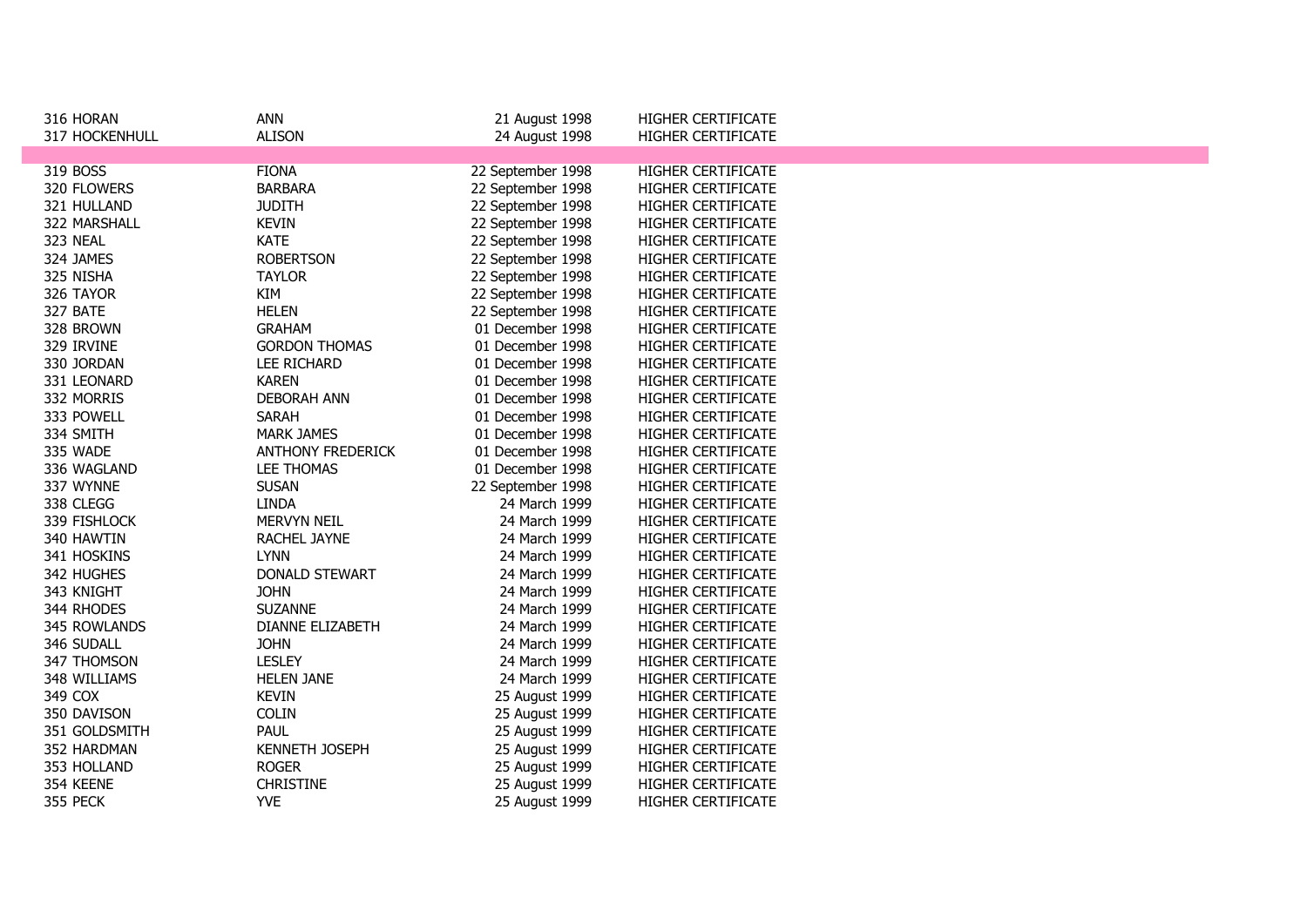| | | | |
|---|---|---|---|
| 316 HORAN | ANN | 21 August 1998 | HIGHER CERTIFICATE |
| 317 HOCKENHULL | ALISON | 24 August 1998 | HIGHER CERTIFICATE |
| | | | |
| 319 BOSS | FIONA | 22 September 1998 | HIGHER CERTIFICATE |
| 320 FLOWERS | BARBARA | 22 September 1998 | HIGHER CERTIFICATE |
| 321 HULLAND | JUDITH | 22 September 1998 | HIGHER CERTIFICATE |
| 322 MARSHALL | KEVIN | 22 September 1998 | HIGHER CERTIFICATE |
| 323 NEAL | KATE | 22 September 1998 | HIGHER CERTIFICATE |
| 324 JAMES | ROBERTSON | 22 September 1998 | HIGHER CERTIFICATE |
| 325 NISHA | TAYLOR | 22 September 1998 | HIGHER CERTIFICATE |
| 326 TAYOR | KIM | 22 September 1998 | HIGHER CERTIFICATE |
| 327 BATE | HELEN | 22 September 1998 | HIGHER CERTIFICATE |
| 328 BROWN | GRAHAM | 01 December 1998 | HIGHER CERTIFICATE |
| 329 IRVINE | GORDON THOMAS | 01 December 1998 | HIGHER CERTIFICATE |
| 330 JORDAN | LEE RICHARD | 01 December 1998 | HIGHER CERTIFICATE |
| 331 LEONARD | KAREN | 01 December 1998 | HIGHER CERTIFICATE |
| 332 MORRIS | DEBORAH ANN | 01 December 1998 | HIGHER CERTIFICATE |
| 333 POWELL | SARAH | 01 December 1998 | HIGHER CERTIFICATE |
| 334 SMITH | MARK JAMES | 01 December 1998 | HIGHER CERTIFICATE |
| 335 WADE | ANTHONY FREDERICK | 01 December 1998 | HIGHER CERTIFICATE |
| 336 WAGLAND | LEE THOMAS | 01 December 1998 | HIGHER CERTIFICATE |
| 337 WYNNE | SUSAN | 22 September 1998 | HIGHER CERTIFICATE |
| 338 CLEGG | LINDA | 24 March 1999 | HIGHER CERTIFICATE |
| 339 FISHLOCK | MERVYN NEIL | 24 March 1999 | HIGHER CERTIFICATE |
| 340 HAWTIN | RACHEL JAYNE | 24 March 1999 | HIGHER CERTIFICATE |
| 341 HOSKINS | LYNN | 24 March 1999 | HIGHER CERTIFICATE |
| 342 HUGHES | DONALD STEWART | 24 March 1999 | HIGHER CERTIFICATE |
| 343 KNIGHT | JOHN | 24 March 1999 | HIGHER CERTIFICATE |
| 344 RHODES | SUZANNE | 24 March 1999 | HIGHER CERTIFICATE |
| 345 ROWLANDS | DIANNE ELIZABETH | 24 March 1999 | HIGHER CERTIFICATE |
| 346 SUDALL | JOHN | 24 March 1999 | HIGHER CERTIFICATE |
| 347 THOMSON | LESLEY | 24 March 1999 | HIGHER CERTIFICATE |
| 348 WILLIAMS | HELEN JANE | 24 March 1999 | HIGHER CERTIFICATE |
| 349 COX | KEVIN | 25 August 1999 | HIGHER CERTIFICATE |
| 350 DAVISON | COLIN | 25 August 1999 | HIGHER CERTIFICATE |
| 351 GOLDSMITH | PAUL | 25 August 1999 | HIGHER CERTIFICATE |
| 352 HARDMAN | KENNETH JOSEPH | 25 August 1999 | HIGHER CERTIFICATE |
| 353 HOLLAND | ROGER | 25 August 1999 | HIGHER CERTIFICATE |
| 354 KEENE | CHRISTINE | 25 August 1999 | HIGHER CERTIFICATE |
| 355 PECK | YVE | 25 August 1999 | HIGHER CERTIFICATE |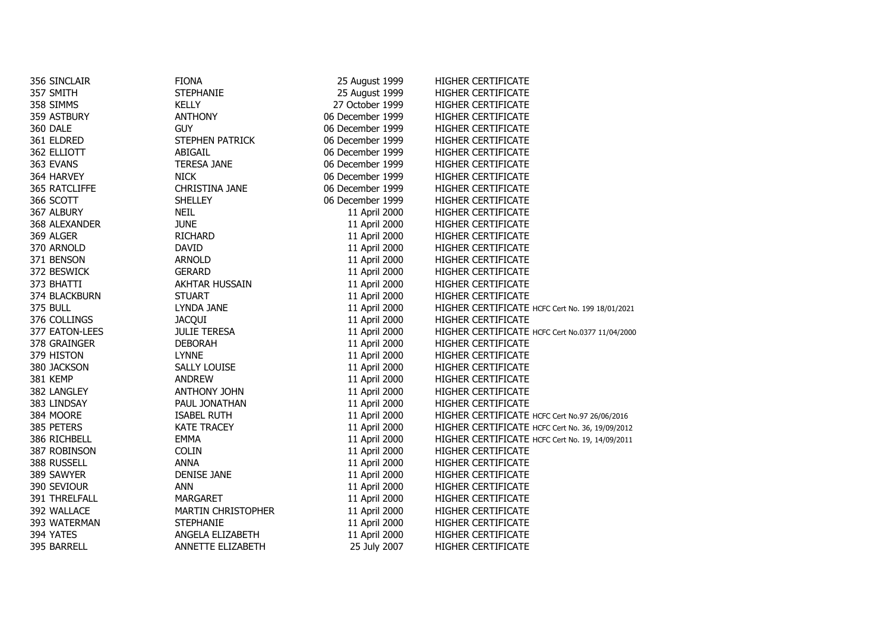| | | | | |
|---|---|---|---|---|
| 356 | SINCLAIR | FIONA | 25 August 1999 | HIGHER CERTIFICATE |
| 357 | SMITH | STEPHANIE | 25 August 1999 | HIGHER CERTIFICATE |
| 358 | SIMMS | KELLY | 27 October 1999 | HIGHER CERTIFICATE |
| 359 | ASTBURY | ANTHONY | 06 December 1999 | HIGHER CERTIFICATE |
| 360 | DALE | GUY | 06 December 1999 | HIGHER CERTIFICATE |
| 361 | ELDRED | STEPHEN PATRICK | 06 December 1999 | HIGHER CERTIFICATE |
| 362 | ELLIOTT | ABIGAIL | 06 December 1999 | HIGHER CERTIFICATE |
| 363 | EVANS | TERESA JANE | 06 December 1999 | HIGHER CERTIFICATE |
| 364 | HARVEY | NICK | 06 December 1999 | HIGHER CERTIFICATE |
| 365 | RATCLIFFE | CHRISTINA JANE | 06 December 1999 | HIGHER CERTIFICATE |
| 366 | SCOTT | SHELLEY | 06 December 1999 | HIGHER CERTIFICATE |
| 367 | ALBURY | NEIL | 11 April 2000 | HIGHER CERTIFICATE |
| 368 | ALEXANDER | JUNE | 11 April 2000 | HIGHER CERTIFICATE |
| 369 | ALGER | RICHARD | 11 April 2000 | HIGHER CERTIFICATE |
| 370 | ARNOLD | DAVID | 11 April 2000 | HIGHER CERTIFICATE |
| 371 | BENSON | ARNOLD | 11 April 2000 | HIGHER CERTIFICATE |
| 372 | BESWICK | GERARD | 11 April 2000 | HIGHER CERTIFICATE |
| 373 | BHATTI | AKHTAR HUSSAIN | 11 April 2000 | HIGHER CERTIFICATE |
| 374 | BLACKBURN | STUART | 11 April 2000 | HIGHER CERTIFICATE |
| 375 | BULL | LYNDA JANE | 11 April 2000 | HIGHER CERTIFICATE HCFC Cert No. 199 18/01/2021 |
| 376 | COLLINGS | JACQUI | 11 April 2000 | HIGHER CERTIFICATE |
| 377 | EATON-LEES | JULIE TERESA | 11 April 2000 | HIGHER CERTIFICATE HCFC Cert No.0377 11/04/2000 |
| 378 | GRAINGER | DEBORAH | 11 April 2000 | HIGHER CERTIFICATE |
| 379 | HISTON | LYNNE | 11 April 2000 | HIGHER CERTIFICATE |
| 380 | JACKSON | SALLY LOUISE | 11 April 2000 | HIGHER CERTIFICATE |
| 381 | KEMP | ANDREW | 11 April 2000 | HIGHER CERTIFICATE |
| 382 | LANGLEY | ANTHONY JOHN | 11 April 2000 | HIGHER CERTIFICATE |
| 383 | LINDSAY | PAUL JONATHAN | 11 April 2000 | HIGHER CERTIFICATE |
| 384 | MOORE | ISABEL RUTH | 11 April 2000 | HIGHER CERTIFICATE HCFC Cert No.97 26/06/2016 |
| 385 | PETERS | KATE TRACEY | 11 April 2000 | HIGHER CERTIFICATE HCFC Cert No. 36, 19/09/2012 |
| 386 | RICHBELL | EMMA | 11 April 2000 | HIGHER CERTIFICATE HCFC Cert No. 19, 14/09/2011 |
| 387 | ROBINSON | COLIN | 11 April 2000 | HIGHER CERTIFICATE |
| 388 | RUSSELL | ANNA | 11 April 2000 | HIGHER CERTIFICATE |
| 389 | SAWYER | DENISE JANE | 11 April 2000 | HIGHER CERTIFICATE |
| 390 | SEVIOUR | ANN | 11 April 2000 | HIGHER CERTIFICATE |
| 391 | THRELFALL | MARGARET | 11 April 2000 | HIGHER CERTIFICATE |
| 392 | WALLACE | MARTIN CHRISTOPHER | 11 April 2000 | HIGHER CERTIFICATE |
| 393 | WATERMAN | STEPHANIE | 11 April 2000 | HIGHER CERTIFICATE |
| 394 | YATES | ANGELA ELIZABETH | 11 April 2000 | HIGHER CERTIFICATE |
| 395 | BARRELL | ANNETTE ELIZABETH | 25 July 2007 | HIGHER CERTIFICATE |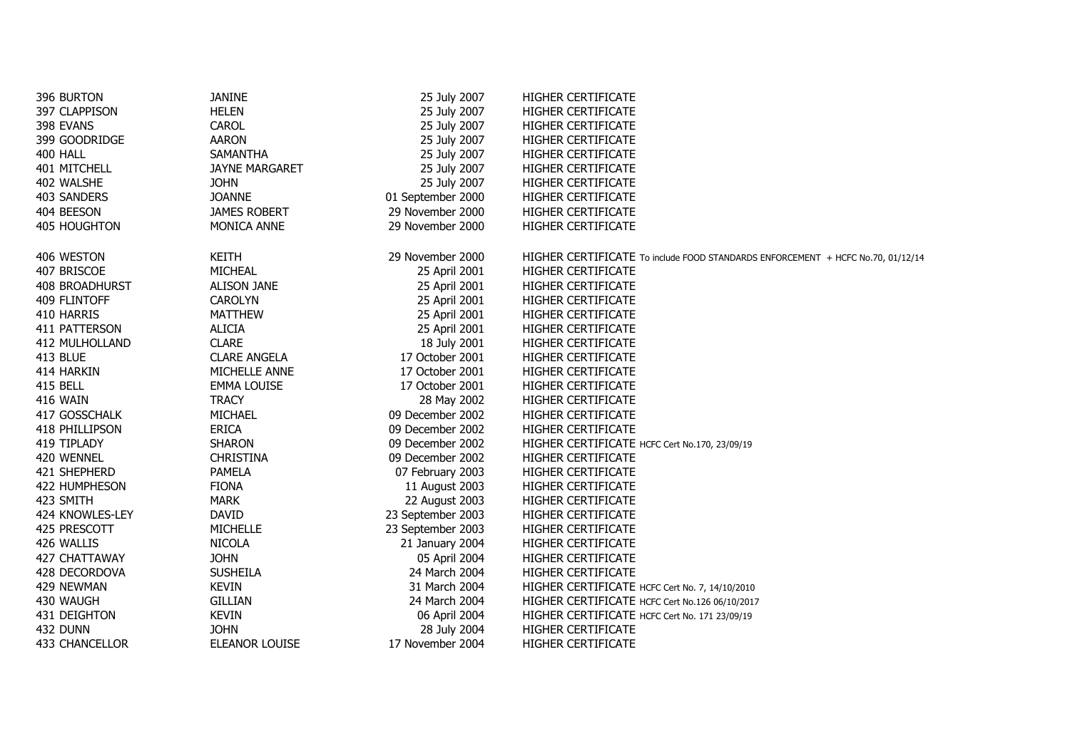| | | | |
|---|---|---|---|
| 396 BURTON | JANINE | 25 July 2007 | HIGHER CERTIFICATE |
| 397 CLAPPISON | HELEN | 25 July 2007 | HIGHER CERTIFICATE |
| 398 EVANS | CAROL | 25 July 2007 | HIGHER CERTIFICATE |
| 399 GOODRIDGE | AARON | 25 July 2007 | HIGHER CERTIFICATE |
| 400 HALL | SAMANTHA | 25 July 2007 | HIGHER CERTIFICATE |
| 401 MITCHELL | JAYNE MARGARET | 25 July 2007 | HIGHER CERTIFICATE |
| 402 WALSHE | JOHN | 25 July 2007 | HIGHER CERTIFICATE |
| 403 SANDERS | JOANNE | 01 September 2000 | HIGHER CERTIFICATE |
| 404 BEESON | JAMES ROBERT | 29 November 2000 | HIGHER CERTIFICATE |
| 405 HOUGHTON | MONICA ANNE | 29 November 2000 | HIGHER CERTIFICATE |
| 406 WESTON | KEITH | 29 November 2000 | HIGHER CERTIFICATE To include FOOD STANDARDS ENFORCEMENT + HCFC No.70, 01/12/14 |
| 407 BRISCOE | MICHEAL | 25 April 2001 | HIGHER CERTIFICATE |
| 408 BROADHURST | ALISON JANE | 25 April 2001 | HIGHER CERTIFICATE |
| 409 FLINTOFF | CAROLYN | 25 April 2001 | HIGHER CERTIFICATE |
| 410 HARRIS | MATTHEW | 25 April 2001 | HIGHER CERTIFICATE |
| 411 PATTERSON | ALICIA | 25 April 2001 | HIGHER CERTIFICATE |
| 412 MULHOLLAND | CLARE | 18 July 2001 | HIGHER CERTIFICATE |
| 413 BLUE | CLARE ANGELA | 17 October 2001 | HIGHER CERTIFICATE |
| 414 HARKIN | MICHELLE ANNE | 17 October 2001 | HIGHER CERTIFICATE |
| 415 BELL | EMMA LOUISE | 17 October 2001 | HIGHER CERTIFICATE |
| 416 WAIN | TRACY | 28 May 2002 | HIGHER CERTIFICATE |
| 417 GOSSCHALK | MICHAEL | 09 December 2002 | HIGHER CERTIFICATE |
| 418 PHILLIPSON | ERICA | 09 December 2002 | HIGHER CERTIFICATE |
| 419 TIPLADY | SHARON | 09 December 2002 | HIGHER CERTIFICATE HCFC Cert No.170, 23/09/19 |
| 420 WENNEL | CHRISTINA | 09 December 2002 | HIGHER CERTIFICATE |
| 421 SHEPHERD | PAMELA | 07 February 2003 | HIGHER CERTIFICATE |
| 422 HUMPHESON | FIONA | 11 August 2003 | HIGHER CERTIFICATE |
| 423 SMITH | MARK | 22 August 2003 | HIGHER CERTIFICATE |
| 424 KNOWLES-LEY | DAVID | 23 September 2003 | HIGHER CERTIFICATE |
| 425 PRESCOTT | MICHELLE | 23 September 2003 | HIGHER CERTIFICATE |
| 426 WALLIS | NICOLA | 21 January 2004 | HIGHER CERTIFICATE |
| 427 CHATTAWAY | JOHN | 05 April 2004 | HIGHER CERTIFICATE |
| 428 DECORDOVA | SUSHEILA | 24 March 2004 | HIGHER CERTIFICATE |
| 429 NEWMAN | KEVIN | 31 March 2004 | HIGHER CERTIFICATE HCFC Cert No. 7, 14/10/2010 |
| 430 WAUGH | GILLIAN | 24 March 2004 | HIGHER CERTIFICATE HCFC Cert No.126 06/10/2017 |
| 431 DEIGHTON | KEVIN | 06 April 2004 | HIGHER CERTIFICATE HCFC Cert No. 171 23/09/19 |
| 432 DUNN | JOHN | 28 July 2004 | HIGHER CERTIFICATE |
| 433 CHANCELLOR | ELEANOR LOUISE | 17 November 2004 | HIGHER CERTIFICATE |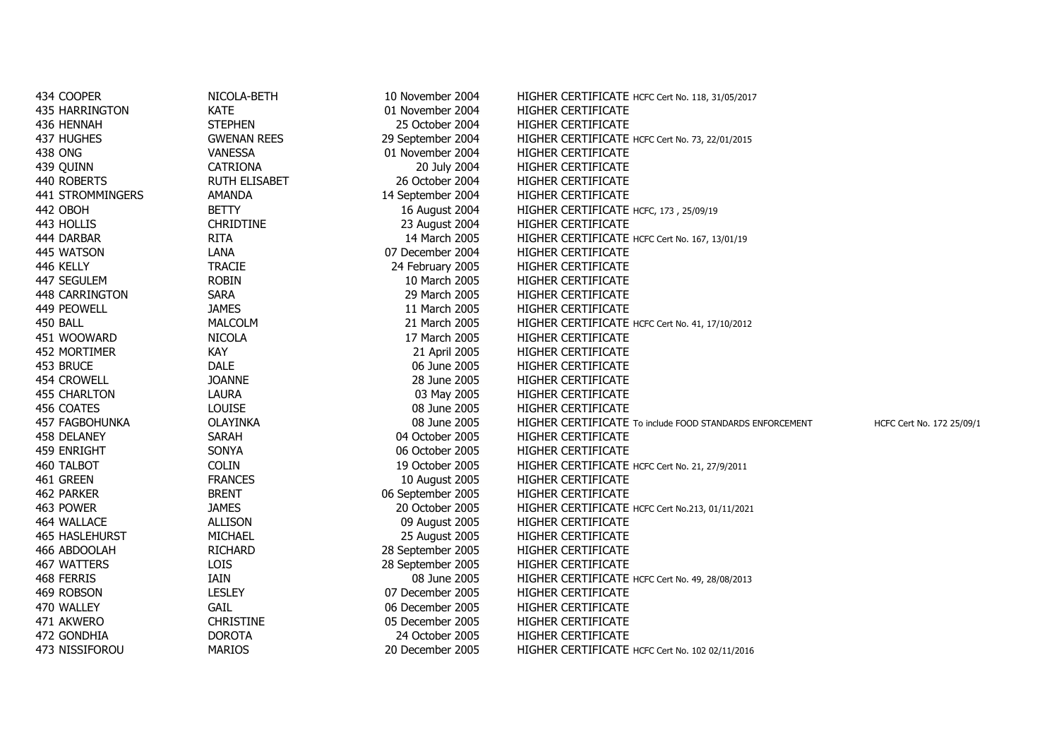| | | | | |
|---|---|---|---|---|
| 434 COOPER | NICOLA-BETH | 10 November 2004 | HIGHER CERTIFICATE HCFC Cert No. 118, 31/05/2017 | |
| 435 HARRINGTON | KATE | 01 November 2004 | HIGHER CERTIFICATE | |
| 436 HENNAH | STEPHEN | 25 October 2004 | HIGHER CERTIFICATE | |
| 437 HUGHES | GWENAN REES | 29 September 2004 | HIGHER CERTIFICATE HCFC Cert No. 73, 22/01/2015 | |
| 438 ONG | VANESSA | 01 November 2004 | HIGHER CERTIFICATE | |
| 439 QUINN | CATRIONA | 20 July 2004 | HIGHER CERTIFICATE | |
| 440 ROBERTS | RUTH ELISABET | 26 October 2004 | HIGHER CERTIFICATE | |
| 441 STROMMINGERS | AMANDA | 14 September 2004 | HIGHER CERTIFICATE | |
| 442 OBOH | BETTY | 16 August 2004 | HIGHER CERTIFICATE HCFC, 173 , 25/09/19 | |
| 443 HOLLIS | CHRIDTINE | 23 August 2004 | HIGHER CERTIFICATE | |
| 444 DARBAR | RITA | 14 March 2005 | HIGHER CERTIFICATE HCFC Cert No. 167, 13/01/19 | |
| 445 WATSON | LANA | 07 December 2004 | HIGHER CERTIFICATE | |
| 446 KELLY | TRACIE | 24 February 2005 | HIGHER CERTIFICATE | |
| 447 SEGULEM | ROBIN | 10 March 2005 | HIGHER CERTIFICATE | |
| 448 CARRINGTON | SARA | 29 March 2005 | HIGHER CERTIFICATE | |
| 449 PEOWELL | JAMES | 11 March 2005 | HIGHER CERTIFICATE | |
| 450 BALL | MALCOLM | 21 March 2005 | HIGHER CERTIFICATE HCFC Cert No. 41, 17/10/2012 | |
| 451 WOOWARD | NICOLA | 17 March 2005 | HIGHER CERTIFICATE | |
| 452 MORTIMER | KAY | 21 April 2005 | HIGHER CERTIFICATE | |
| 453 BRUCE | DALE | 06 June 2005 | HIGHER CERTIFICATE | |
| 454 CROWELL | JOANNE | 28 June 2005 | HIGHER CERTIFICATE | |
| 455 CHARLTON | LAURA | 03 May 2005 | HIGHER CERTIFICATE | |
| 456 COATES | LOUISE | 08 June 2005 | HIGHER CERTIFICATE | |
| 457 FAGBOHUNKA | OLAYINKA | 08 June 2005 | HIGHER CERTIFICATE To include FOOD STANDARDS ENFORCEMENT | HCFC Cert No. 172 25/09/1 |
| 458 DELANEY | SARAH | 04 October 2005 | HIGHER CERTIFICATE | |
| 459 ENRIGHT | SONYA | 06 October 2005 | HIGHER CERTIFICATE | |
| 460 TALBOT | COLIN | 19 October 2005 | HIGHER CERTIFICATE HCFC Cert No. 21, 27/9/2011 | |
| 461 GREEN | FRANCES | 10 August 2005 | HIGHER CERTIFICATE | |
| 462 PARKER | BRENT | 06 September 2005 | HIGHER CERTIFICATE | |
| 463 POWER | JAMES | 20 October 2005 | HIGHER CERTIFICATE HCFC Cert No.213, 01/11/2021 | |
| 464 WALLACE | ALLISON | 09 August 2005 | HIGHER CERTIFICATE | |
| 465 HASLEHURST | MICHAEL | 25 August 2005 | HIGHER CERTIFICATE | |
| 466 ABDOOLAH | RICHARD | 28 September 2005 | HIGHER CERTIFICATE | |
| 467 WATTERS | LOIS | 28 September 2005 | HIGHER CERTIFICATE | |
| 468 FERRIS | IAIN | 08 June 2005 | HIGHER CERTIFICATE HCFC Cert No. 49, 28/08/2013 | |
| 469 ROBSON | LESLEY | 07 December 2005 | HIGHER CERTIFICATE | |
| 470 WALLEY | GAIL | 06 December 2005 | HIGHER CERTIFICATE | |
| 471 AKWERO | CHRISTINE | 05 December 2005 | HIGHER CERTIFICATE | |
| 472 GONDHIA | DOROTA | 24 October 2005 | HIGHER CERTIFICATE | |
| 473 NISSIFOROU | MARIOS | 20 December 2005 | HIGHER CERTIFICATE HCFC Cert No. 102 02/11/2016 | |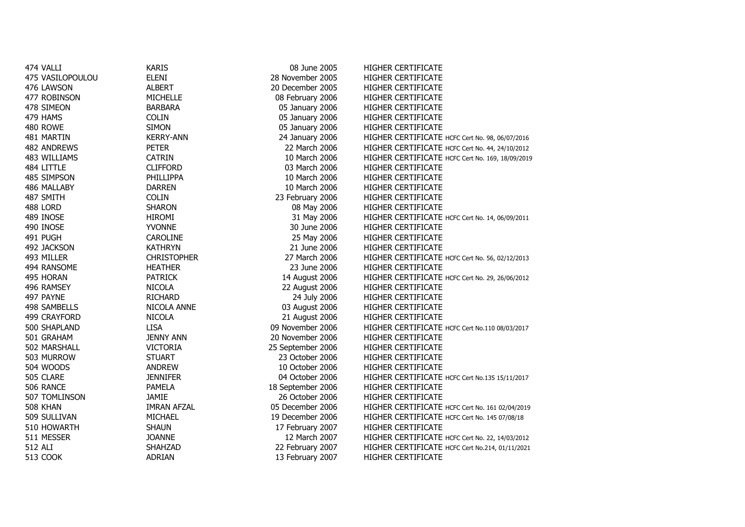| | | | | |
|---|---|---|---|---|
| 474 | VALLI | KARIS | 08 June 2005 | HIGHER CERTIFICATE |
| 475 | VASILOPOULOU | ELENI | 28 November 2005 | HIGHER CERTIFICATE |
| 476 | LAWSON | ALBERT | 20 December 2005 | HIGHER CERTIFICATE |
| 477 | ROBINSON | MICHELLE | 08 February 2006 | HIGHER CERTIFICATE |
| 478 | SIMEON | BARBARA | 05 January 2006 | HIGHER CERTIFICATE |
| 479 | HAMS | COLIN | 05 January 2006 | HIGHER CERTIFICATE |
| 480 | ROWE | SIMON | 05 January 2006 | HIGHER CERTIFICATE |
| 481 | MARTIN | KERRY-ANN | 24 January 2006 | HIGHER CERTIFICATE HCFC Cert No. 98, 06/07/2016 |
| 482 | ANDREWS | PETER | 22 March 2006 | HIGHER CERTIFICATE HCFC Cert No. 44, 24/10/2012 |
| 483 | WILLIAMS | CATRIN | 10 March 2006 | HIGHER CERTIFICATE HCFC Cert No. 169, 18/09/2019 |
| 484 | LITTLE | CLIFFORD | 03 March 2006 | HIGHER CERTIFICATE |
| 485 | SIMPSON | PHILLIPPA | 10 March 2006 | HIGHER CERTIFICATE |
| 486 | MALLABY | DARREN | 10 March 2006 | HIGHER CERTIFICATE |
| 487 | SMITH | COLIN | 23 February 2006 | HIGHER CERTIFICATE |
| 488 | LORD | SHARON | 08 May 2006 | HIGHER CERTIFICATE |
| 489 | INOSE | HIROMI | 31 May 2006 | HIGHER CERTIFICATE HCFC Cert No. 14, 06/09/2011 |
| 490 | INOSE | YVONNE | 30 June 2006 | HIGHER CERTIFICATE |
| 491 | PUGH | CAROLINE | 25 May 2006 | HIGHER CERTIFICATE |
| 492 | JACKSON | KATHRYN | 21 June 2006 | HIGHER CERTIFICATE |
| 493 | MILLER | CHRISTOPHER | 27 March 2006 | HIGHER CERTIFICATE HCFC Cert No. 56, 02/12/2013 |
| 494 | RANSOME | HEATHER | 23 June 2006 | HIGHER CERTIFICATE |
| 495 | HORAN | PATRICK | 14 August 2006 | HIGHER CERTIFICATE HCFC Cert No. 29, 26/06/2012 |
| 496 | RAMSEY | NICOLA | 22 August 2006 | HIGHER CERTIFICATE |
| 497 | PAYNE | RICHARD | 24 July 2006 | HIGHER CERTIFICATE |
| 498 | SAMBELLS | NICOLA ANNE | 03 August 2006 | HIGHER CERTIFICATE |
| 499 | CRAYFORD | NICOLA | 21 August 2006 | HIGHER CERTIFICATE |
| 500 | SHAPLAND | LISA | 09 November 2006 | HIGHER CERTIFICATE HCFC Cert No.110 08/03/2017 |
| 501 | GRAHAM | JENNY ANN | 20 November 2006 | HIGHER CERTIFICATE |
| 502 | MARSHALL | VICTORIA | 25 September 2006 | HIGHER CERTIFICATE |
| 503 | MURROW | STUART | 23 October 2006 | HIGHER CERTIFICATE |
| 504 | WOODS | ANDREW | 10 October 2006 | HIGHER CERTIFICATE |
| 505 | CLARE | JENNIFER | 04 October 2006 | HIGHER CERTIFICATE HCFC Cert No.135 15/11/2017 |
| 506 | RANCE | PAMELA | 18 September 2006 | HIGHER CERTIFICATE |
| 507 | TOMLINSON | JAMIE | 26 October 2006 | HIGHER CERTIFICATE |
| 508 | KHAN | IMRAN AFZAL | 05 December 2006 | HIGHER CERTIFICATE HCFC Cert No. 161 02/04/2019 |
| 509 | SULLIVAN | MICHAEL | 19 December 2006 | HIGHER CERTIFICATE HCFC Cert No. 145 07/08/18 |
| 510 | HOWARTH | SHAUN | 17 February 2007 | HIGHER CERTIFICATE |
| 511 | MESSER | JOANNE | 12 March 2007 | HIGHER CERTIFICATE HCFC Cert No. 22, 14/03/2012 |
| 512 | ALI | SHAHZAD | 22 February 2007 | HIGHER CERTIFICATE HCFC Cert No.214, 01/11/2021 |
| 513 | COOK | ADRIAN | 13 February 2007 | HIGHER CERTIFICATE |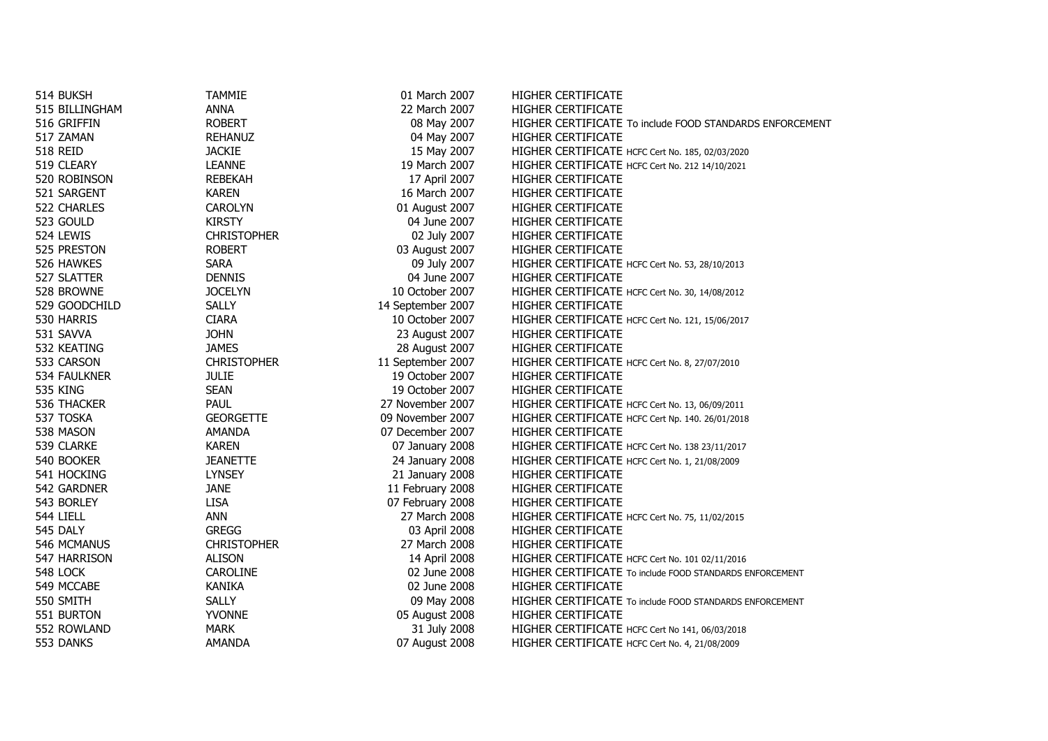| | | | | |
|---|---|---|---|---|
| 514 | BUKSH | TAMMIE | 01 March 2007 | HIGHER CERTIFICATE |
| 515 | BILLINGHAM | ANNA | 22 March 2007 | HIGHER CERTIFICATE |
| 516 | GRIFFIN | ROBERT | 08 May 2007 | HIGHER CERTIFICATE To include FOOD STANDARDS ENFORCEMENT |
| 517 | ZAMAN | REHANUZ | 04 May 2007 | HIGHER CERTIFICATE |
| 518 | REID | JACKIE | 15 May 2007 | HIGHER CERTIFICATE HCFC Cert No. 185, 02/03/2020 |
| 519 | CLEARY | LEANNE | 19 March 2007 | HIGHER CERTIFICATE HCFC Cert No. 212 14/10/2021 |
| 520 | ROBINSON | REBEKAH | 17 April 2007 | HIGHER CERTIFICATE |
| 521 | SARGENT | KAREN | 16 March 2007 | HIGHER CERTIFICATE |
| 522 | CHARLES | CAROLYN | 01 August 2007 | HIGHER CERTIFICATE |
| 523 | GOULD | KIRSTY | 04 June 2007 | HIGHER CERTIFICATE |
| 524 | LEWIS | CHRISTOPHER | 02 July 2007 | HIGHER CERTIFICATE |
| 525 | PRESTON | ROBERT | 03 August 2007 | HIGHER CERTIFICATE |
| 526 | HAWKES | SARA | 09 July 2007 | HIGHER CERTIFICATE HCFC Cert No. 53, 28/10/2013 |
| 527 | SLATTER | DENNIS | 04 June 2007 | HIGHER CERTIFICATE |
| 528 | BROWNE | JOCELYN | 10 October 2007 | HIGHER CERTIFICATE HCFC Cert No. 30, 14/08/2012 |
| 529 | GOODCHILD | SALLY | 14 September 2007 | HIGHER CERTIFICATE |
| 530 | HARRIS | CIARA | 10 October 2007 | HIGHER CERTIFICATE HCFC Cert No. 121, 15/06/2017 |
| 531 | SAVVA | JOHN | 23 August 2007 | HIGHER CERTIFICATE |
| 532 | KEATING | JAMES | 28 August 2007 | HIGHER CERTIFICATE |
| 533 | CARSON | CHRISTOPHER | 11 September 2007 | HIGHER CERTIFICATE HCFC Cert No. 8, 27/07/2010 |
| 534 | FAULKNER | JULIE | 19 October 2007 | HIGHER CERTIFICATE |
| 535 | KING | SEAN | 19 October 2007 | HIGHER CERTIFICATE |
| 536 | THACKER | PAUL | 27 November 2007 | HIGHER CERTIFICATE HCFC Cert No. 13, 06/09/2011 |
| 537 | TOSKA | GEORGETTE | 09 November 2007 | HIGHER CERTIFICATE HCFC Cert Np. 140. 26/01/2018 |
| 538 | MASON | AMANDA | 07 December 2007 | HIGHER CERTIFICATE |
| 539 | CLARKE | KAREN | 07 January 2008 | HIGHER CERTIFICATE HCFC Cert No. 138 23/11/2017 |
| 540 | BOOKER | JEANETTE | 24 January 2008 | HIGHER CERTIFICATE HCFC Cert No. 1, 21/08/2009 |
| 541 | HOCKING | LYNSEY | 21 January 2008 | HIGHER CERTIFICATE |
| 542 | GARDNER | JANE | 11 February 2008 | HIGHER CERTIFICATE |
| 543 | BORLEY | LISA | 07 February 2008 | HIGHER CERTIFICATE |
| 544 | LIELL | ANN | 27 March 2008 | HIGHER CERTIFICATE HCFC Cert No. 75, 11/02/2015 |
| 545 | DALY | GREGG | 03 April 2008 | HIGHER CERTIFICATE |
| 546 | MCMANUS | CHRISTOPHER | 27 March 2008 | HIGHER CERTIFICATE |
| 547 | HARRISON | ALISON | 14 April 2008 | HIGHER CERTIFICATE HCFC Cert No. 101 02/11/2016 |
| 548 | LOCK | CAROLINE | 02 June 2008 | HIGHER CERTIFICATE To include FOOD STANDARDS ENFORCEMENT |
| 549 | MCCABE | KANIKA | 02 June 2008 | HIGHER CERTIFICATE |
| 550 | SMITH | SALLY | 09 May 2008 | HIGHER CERTIFICATE To include FOOD STANDARDS ENFORCEMENT |
| 551 | BURTON | YVONNE | 05 August 2008 | HIGHER CERTIFICATE |
| 552 | ROWLAND | MARK | 31 July 2008 | HIGHER CERTIFICATE HCFC Cert No 141, 06/03/2018 |
| 553 | DANKS | AMANDA | 07 August 2008 | HIGHER CERTIFICATE HCFC Cert No. 4, 21/08/2009 |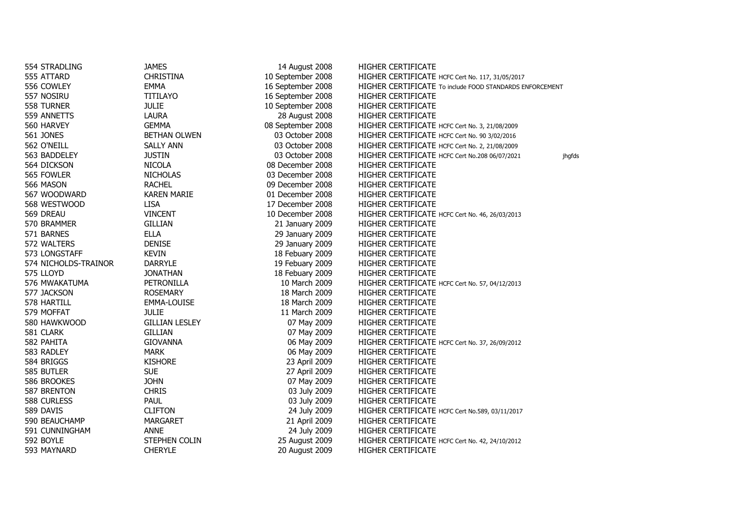| | | | | | |
|---|---|---|---|---|---|
| 554 | STRADLING | JAMES | 14 August 2008 | HIGHER CERTIFICATE | |
| 555 | ATTARD | CHRISTINA | 10 September 2008 | HIGHER CERTIFICATE HCFC Cert No. 117, 31/05/2017 | |
| 556 | COWLEY | EMMA | 16 September 2008 | HIGHER CERTIFICATE To include FOOD STANDARDS ENFORCEMENT | |
| 557 | NOSIRU | TITILAYO | 16 September 2008 | HIGHER CERTIFICATE | |
| 558 | TURNER | JULIE | 10 September 2008 | HIGHER CERTIFICATE | |
| 559 | ANNETTS | LAURA | 28 August 2008 | HIGHER CERTIFICATE | |
| 560 | HARVEY | GEMMA | 08 September 2008 | HIGHER CERTIFICATE HCFC Cert No. 3, 21/08/2009 | |
| 561 | JONES | BETHAN OLWEN | 03 October 2008 | HIGHER CERTIFICATE HCFC Cert No. 90 3/02/2016 | |
| 562 | O'NEILL | SALLY ANN | 03 October 2008 | HIGHER CERTIFICATE HCFC Cert No. 2, 21/08/2009 | |
| 563 | BADDELEY | JUSTIN | 03 October 2008 | HIGHER CERTIFICATE HCFC Cert No.208 06/07/2021 | jhgfds |
| 564 | DICKSON | NICOLA | 08 December 2008 | HIGHER CERTIFICATE | |
| 565 | FOWLER | NICHOLAS | 03 December 2008 | HIGHER CERTIFICATE | |
| 566 | MASON | RACHEL | 09 December 2008 | HIGHER CERTIFICATE | |
| 567 | WOODWARD | KAREN MARIE | 01 December 2008 | HIGHER CERTIFICATE | |
| 568 | WESTWOOD | LISA | 17 December 2008 | HIGHER CERTIFICATE | |
| 569 | DREAU | VINCENT | 10 December 2008 | HIGHER CERTIFICATE HCFC Cert No. 46, 26/03/2013 | |
| 570 | BRAMMER | GILLIAN | 21 January 2009 | HIGHER CERTIFICATE | |
| 571 | BARNES | ELLA | 29 January 2009 | HIGHER CERTIFICATE | |
| 572 | WALTERS | DENISE | 29 January 2009 | HIGHER CERTIFICATE | |
| 573 | LONGSTAFF | KEVIN | 18 Febuary 2009 | HIGHER CERTIFICATE | |
| 574 | NICHOLDS-TRAINOR | DARRYLE | 19 Febuary 2009 | HIGHER CERTIFICATE | |
| 575 | LLOYD | JONATHAN | 18 Febuary 2009 | HIGHER CERTIFICATE | |
| 576 | MWAKATUMA | PETRONILLA | 10 March 2009 | HIGHER CERTIFICATE HCFC Cert No. 57, 04/12/2013 | |
| 577 | JACKSON | ROSEMARY | 18 March 2009 | HIGHER CERTIFICATE | |
| 578 | HARTILL | EMMA-LOUISE | 18 March 2009 | HIGHER CERTIFICATE | |
| 579 | MOFFAT | JULIE | 11 March 2009 | HIGHER CERTIFICATE | |
| 580 | HAWKWOOD | GILLIAN LESLEY | 07 May 2009 | HIGHER CERTIFICATE | |
| 581 | CLARK | GILLIAN | 07 May 2009 | HIGHER CERTIFICATE | |
| 582 | PAHITA | GIOVANNA | 06 May 2009 | HIGHER CERTIFICATE HCFC Cert No. 37, 26/09/2012 | |
| 583 | RADLEY | MARK | 06 May 2009 | HIGHER CERTIFICATE | |
| 584 | BRIGGS | KISHORE | 23 April 2009 | HIGHER CERTIFICATE | |
| 585 | BUTLER | SUE | 27 April 2009 | HIGHER CERTIFICATE | |
| 586 | BROOKES | JOHN | 07 May 2009 | HIGHER CERTIFICATE | |
| 587 | BRENTON | CHRIS | 03 July 2009 | HIGHER CERTIFICATE | |
| 588 | CURLESS | PAUL | 03 July 2009 | HIGHER CERTIFICATE | |
| 589 | DAVIS | CLIFTON | 24 July 2009 | HIGHER CERTIFICATE HCFC Cert No.589, 03/11/2017 | |
| 590 | BEAUCHAMP | MARGARET | 21 April 2009 | HIGHER CERTIFICATE | |
| 591 | CUNNINGHAM | ANNE | 24 July 2009 | HIGHER CERTIFICATE | |
| 592 | BOYLE | STEPHEN COLIN | 25 August 2009 | HIGHER CERTIFICATE HCFC Cert No. 42, 24/10/2012 | |
| 593 | MAYNARD | CHERYLE | 20 August 2009 | HIGHER CERTIFICATE | |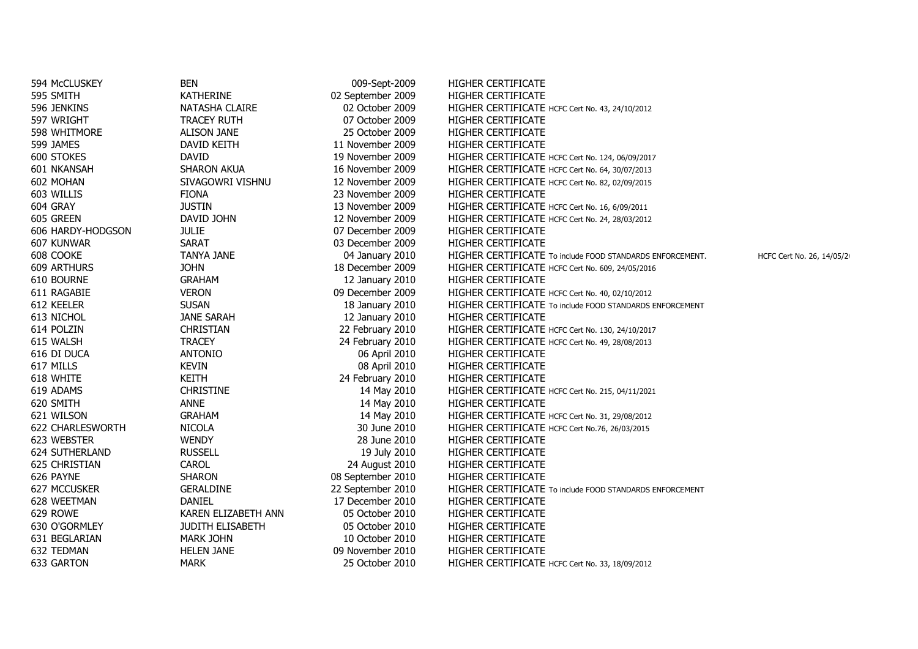| No. | Surname | Forename(s) | Date | Certificate | Notes | |
|---|---|---|---|---|---|---|
| 594 | McCLUSKEY | BEN | 009-Sept-2009 | HIGHER CERTIFICATE | | |
| 595 | SMITH | KATHERINE | 02 September 2009 | HIGHER CERTIFICATE | | |
| 596 | JENKINS | NATASHA CLAIRE | 02 October 2009 | HIGHER CERTIFICATE | HCFC Cert No. 43, 24/10/2012 | |
| 597 | WRIGHT | TRACEY RUTH | 07 October 2009 | HIGHER CERTIFICATE | | |
| 598 | WHITMORE | ALISON JANE | 25 October 2009 | HIGHER CERTIFICATE | | |
| 599 | JAMES | DAVID KEITH | 11 November 2009 | HIGHER CERTIFICATE | | |
| 600 | STOKES | DAVID | 19 November 2009 | HIGHER CERTIFICATE | HCFC Cert No. 124, 06/09/2017 | |
| 601 | NKANSAH | SHARON AKUA | 16 November 2009 | HIGHER CERTIFICATE | HCFC Cert No. 64, 30/07/2013 | |
| 602 | MOHAN | SIVAGOWRI VISHNU | 12 November 2009 | HIGHER CERTIFICATE | HCFC Cert No. 82, 02/09/2015 | |
| 603 | WILLIS | FIONA | 23 November 2009 | HIGHER CERTIFICATE | | |
| 604 | GRAY | JUSTIN | 13 November 2009 | HIGHER CERTIFICATE | HCFC Cert No. 16, 6/09/2011 | |
| 605 | GREEN | DAVID JOHN | 12 November 2009 | HIGHER CERTIFICATE | HCFC Cert No. 24, 28/03/2012 | |
| 606 | HARDY-HODGSON | JULIE | 07 December 2009 | HIGHER CERTIFICATE | | |
| 607 | KUNWAR | SARAT | 03 December 2009 | HIGHER CERTIFICATE | | |
| 608 | COOKE | TANYA JANE | 04 January 2010 | HIGHER CERTIFICATE | To include FOOD STANDARDS ENFORCEMENT. | HCFC Cert No. 26, 14/05/2 |
| 609 | ARTHURS | JOHN | 18 December 2009 | HIGHER CERTIFICATE | HCFC Cert No. 609, 24/05/2016 | |
| 610 | BOURNE | GRAHAM | 12 January 2010 | HIGHER CERTIFICATE | | |
| 611 | RAGABIE | VERON | 09 December 2009 | HIGHER CERTIFICATE | HCFC Cert No. 40, 02/10/2012 | |
| 612 | KEELER | SUSAN | 18 January 2010 | HIGHER CERTIFICATE | To include FOOD STANDARDS ENFORCEMENT | |
| 613 | NICHOL | JANE SARAH | 12 January 2010 | HIGHER CERTIFICATE | | |
| 614 | POLZIN | CHRISTIAN | 22 February 2010 | HIGHER CERTIFICATE | HCFC Cert No. 130, 24/10/2017 | |
| 615 | WALSH | TRACEY | 24 February 2010 | HIGHER CERTIFICATE | HCFC Cert No. 49, 28/08/2013 | |
| 616 | DI DUCA | ANTONIO | 06 April 2010 | HIGHER CERTIFICATE | | |
| 617 | MILLS | KEVIN | 08 April 2010 | HIGHER CERTIFICATE | | |
| 618 | WHITE | KEITH | 24 February 2010 | HIGHER CERTIFICATE | | |
| 619 | ADAMS | CHRISTINE | 14 May 2010 | HIGHER CERTIFICATE | HCFC Cert No. 215, 04/11/2021 | |
| 620 | SMITH | ANNE | 14 May 2010 | HIGHER CERTIFICATE | | |
| 621 | WILSON | GRAHAM | 14 May 2010 | HIGHER CERTIFICATE | HCFC Cert No. 31, 29/08/2012 | |
| 622 | CHARLESWORTH | NICOLA | 30 June 2010 | HIGHER CERTIFICATE | HCFC Cert No.76, 26/03/2015 | |
| 623 | WEBSTER | WENDY | 28 June 2010 | HIGHER CERTIFICATE | | |
| 624 | SUTHERLAND | RUSSELL | 19 July 2010 | HIGHER CERTIFICATE | | |
| 625 | CHRISTIAN | CAROL | 24 August 2010 | HIGHER CERTIFICATE | | |
| 626 | PAYNE | SHARON | 08 September 2010 | HIGHER CERTIFICATE | | |
| 627 | MCCUSKER | GERALDINE | 22 September 2010 | HIGHER CERTIFICATE | To include FOOD STANDARDS ENFORCEMENT | |
| 628 | WEETMAN | DANIEL | 17 December 2010 | HIGHER CERTIFICATE | | |
| 629 | ROWE | KAREN ELIZABETH ANN | 05 October 2010 | HIGHER CERTIFICATE | | |
| 630 | O'GORMLEY | JUDITH ELISABETH | 05 October 2010 | HIGHER CERTIFICATE | | |
| 631 | BEGLARIAN | MARK JOHN | 10 October 2010 | HIGHER CERTIFICATE | | |
| 632 | TEDMAN | HELEN JANE | 09 November 2010 | HIGHER CERTIFICATE | | |
| 633 | GARTON | MARK | 25 October 2010 | HIGHER CERTIFICATE | HCFC Cert No. 33, 18/09/2012 | |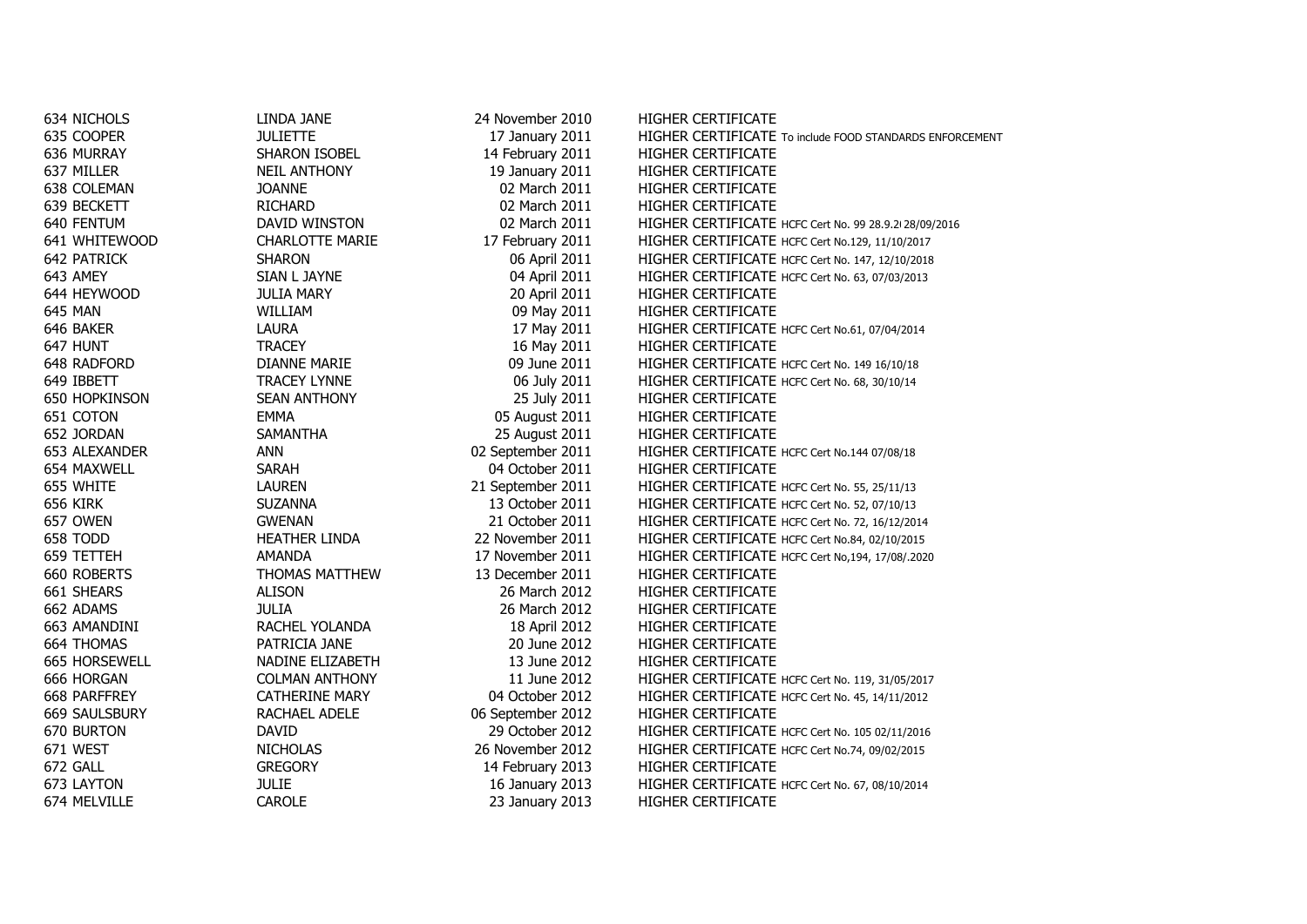| | | | | |
|---|---|---|---|---|
| 634 | NICHOLS | LINDA JANE | 24 November 2010 | HIGHER CERTIFICATE |
| 635 | COOPER | JULIETTE | 17 January 2011 | HIGHER CERTIFICATE To include FOOD STANDARDS ENFORCEMENT |
| 636 | MURRAY | SHARON ISOBEL | 14 February 2011 | HIGHER CERTIFICATE |
| 637 | MILLER | NEIL ANTHONY | 19 January 2011 | HIGHER CERTIFICATE |
| 638 | COLEMAN | JOANNE | 02 March 2011 | HIGHER CERTIFICATE |
| 639 | BECKETT | RICHARD | 02 March 2011 | HIGHER CERTIFICATE |
| 640 | FENTUM | DAVID WINSTON | 02 March 2011 | HIGHER CERTIFICATE HCFC Cert No. 99 28.9.2( 28/09/2016 |
| 641 | WHITEWOOD | CHARLOTTE MARIE | 17 February 2011 | HIGHER CERTIFICATE HCFC Cert No.129, 11/10/2017 |
| 642 | PATRICK | SHARON | 06 April 2011 | HIGHER CERTIFICATE HCFC Cert No. 147, 12/10/2018 |
| 643 | AMEY | SIAN L JAYNE | 04 April 2011 | HIGHER CERTIFICATE HCFC Cert No. 63, 07/03/2013 |
| 644 | HEYWOOD | JULIA MARY | 20 April 2011 | HIGHER CERTIFICATE |
| 645 | MAN | WILLIAM | 09 May 2011 | HIGHER CERTIFICATE |
| 646 | BAKER | LAURA | 17 May 2011 | HIGHER CERTIFICATE HCFC Cert No.61, 07/04/2014 |
| 647 | HUNT | TRACEY | 16 May 2011 | HIGHER CERTIFICATE |
| 648 | RADFORD | DIANNE MARIE | 09 June 2011 | HIGHER CERTIFICATE HCFC Cert No. 149 16/10/18 |
| 649 | IBBETT | TRACEY LYNNE | 06 July 2011 | HIGHER CERTIFICATE HCFC Cert No. 68, 30/10/14 |
| 650 | HOPKINSON | SEAN ANTHONY | 25 July 2011 | HIGHER CERTIFICATE |
| 651 | COTON | EMMA | 05 August 2011 | HIGHER CERTIFICATE |
| 652 | JORDAN | SAMANTHA | 25 August 2011 | HIGHER CERTIFICATE |
| 653 | ALEXANDER | ANN | 02 September 2011 | HIGHER CERTIFICATE HCFC Cert No.144 07/08/18 |
| 654 | MAXWELL | SARAH | 04 October 2011 | HIGHER CERTIFICATE |
| 655 | WHITE | LAUREN | 21 September 2011 | HIGHER CERTIFICATE HCFC Cert No. 55, 25/11/13 |
| 656 | KIRK | SUZANNA | 13 October 2011 | HIGHER CERTIFICATE HCFC Cert No. 52, 07/10/13 |
| 657 | OWEN | GWENAN | 21 October 2011 | HIGHER CERTIFICATE HCFC Cert No. 72, 16/12/2014 |
| 658 | TODD | HEATHER LINDA | 22 November 2011 | HIGHER CERTIFICATE HCFC Cert No.84, 02/10/2015 |
| 659 | TETTEH | AMANDA | 17 November 2011 | HIGHER CERTIFICATE HCFC Cert No,194, 17/08/.2020 |
| 660 | ROBERTS | THOMAS MATTHEW | 13 December 2011 | HIGHER CERTIFICATE |
| 661 | SHEARS | ALISON | 26 March 2012 | HIGHER CERTIFICATE |
| 662 | ADAMS | JULIA | 26 March 2012 | HIGHER CERTIFICATE |
| 663 | AMANDINI | RACHEL YOLANDA | 18 April 2012 | HIGHER CERTIFICATE |
| 664 | THOMAS | PATRICIA JANE | 20 June 2012 | HIGHER CERTIFICATE |
| 665 | HORSEWELL | NADINE ELIZABETH | 13 June 2012 | HIGHER CERTIFICATE |
| 666 | HORGAN | COLMAN ANTHONY | 11 June 2012 | HIGHER CERTIFICATE HCFC Cert No. 119, 31/05/2017 |
| 668 | PARFFREY | CATHERINE MARY | 04 October 2012 | HIGHER CERTIFICATE HCFC Cert No. 45, 14/11/2012 |
| 669 | SAULSBURY | RACHAEL ADELE | 06 September 2012 | HIGHER CERTIFICATE |
| 670 | BURTON | DAVID | 29 October 2012 | HIGHER CERTIFICATE HCFC Cert No. 105 02/11/2016 |
| 671 | WEST | NICHOLAS | 26 November 2012 | HIGHER CERTIFICATE HCFC Cert No.74, 09/02/2015 |
| 672 | GALL | GREGORY | 14 February 2013 | HIGHER CERTIFICATE |
| 673 | LAYTON | JULIE | 16 January 2013 | HIGHER CERTIFICATE HCFC Cert No. 67, 08/10/2014 |
| 674 | MELVILLE | CAROLE | 23 January 2013 | HIGHER CERTIFICATE |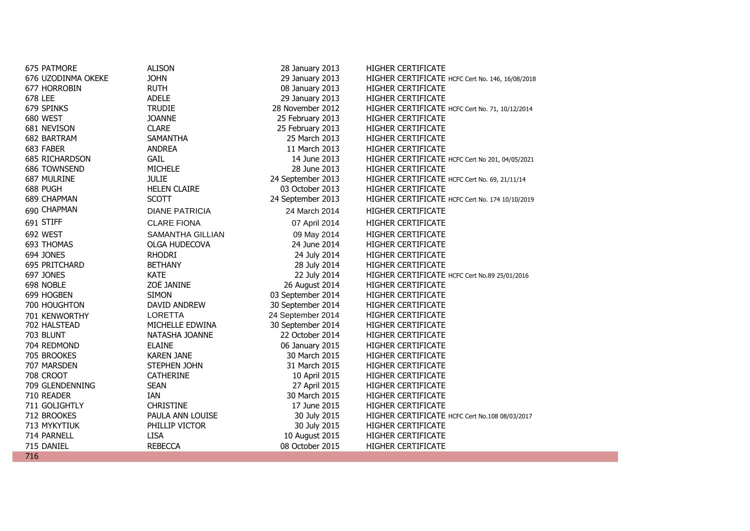| | | | | |
|---|---|---|---|---|
| 675 | PATMORE | ALISON | 28 January 2013 | HIGHER CERTIFICATE |
| 676 | UZODINMA OKEKE | JOHN | 29 January 2013 | HIGHER CERTIFICATE HCFC Cert No. 146, 16/08/2018 |
| 677 | HORROBIN | RUTH | 08 January 2013 | HIGHER CERTIFICATE |
| 678 | LEE | ADELE | 29 January 2013 | HIGHER CERTIFICATE |
| 679 | SPINKS | TRUDIE | 28 November 2012 | HIGHER CERTIFICATE HCFC Cert No. 71, 10/12/2014 |
| 680 | WEST | JOANNE | 25 February 2013 | HIGHER CERTIFICATE |
| 681 | NEVISON | CLARE | 25 February 2013 | HIGHER CERTIFICATE |
| 682 | BARTRAM | SAMANTHA | 25 March 2013 | HIGHER CERTIFICATE |
| 683 | FABER | ANDREA | 11 March 2013 | HIGHER CERTIFICATE |
| 685 | RICHARDSON | GAIL | 14 June 2013 | HIGHER CERTIFICATE HCFC Cert No 201, 04/05/2021 |
| 686 | TOWNSEND | MICHELE | 28 June 2013 | HIGHER CERTIFICATE |
| 687 | MULRINE | JULIE | 24 September 2013 | HIGHER CERTIFICATE HCFC Cert No. 69, 21/11/14 |
| 688 | PUGH | HELEN CLAIRE | 03 October 2013 | HIGHER CERTIFICATE |
| 689 | CHAPMAN | SCOTT | 24 September 2013 | HIGHER CERTIFICATE HCFC Cert No. 174 10/10/2019 |
| 690 | CHAPMAN | DIANE PATRICIA | 24 March 2014 | HIGHER CERTIFICATE |
| 691 | STIFF | CLARE FIONA | 07 April 2014 | HIGHER CERTIFICATE |
| 692 | WEST | SAMANTHA GILLIAN | 09 May 2014 | HIGHER CERTIFICATE |
| 693 | THOMAS | OLGA HUDECOVA | 24 June 2014 | HIGHER CERTIFICATE |
| 694 | JONES | RHODRI | 24 July 2014 | HIGHER CERTIFICATE |
| 695 | PRITCHARD | BETHANY | 28 July 2014 | HIGHER CERTIFICATE |
| 697 | JONES | KATE | 22 July 2014 | HIGHER CERTIFICATE HCFC Cert No.89 25/01/2016 |
| 698 | NOBLE | ZOË JANINE | 26 August 2014 | HIGHER CERTIFICATE |
| 699 | HOGBEN | SIMON | 03 September 2014 | HIGHER CERTIFICATE |
| 700 | HOUGHTON | DAVID ANDREW | 30 September 2014 | HIGHER CERTIFICATE |
| 701 | KENWORTHY | LORETTA | 24 September 2014 | HIGHER CERTIFICATE |
| 702 | HALSTEAD | MICHELLE EDWINA | 30 September 2014 | HIGHER CERTIFICATE |
| 703 | BLUNT | NATASHA JOANNE | 22 October 2014 | HIGHER CERTIFICATE |
| 704 | REDMOND | ELAINE | 06 January 2015 | HIGHER CERTIFICATE |
| 705 | BROOKES | KAREN JANE | 30 March 2015 | HIGHER CERTIFICATE |
| 707 | MARSDEN | STEPHEN JOHN | 31 March 2015 | HIGHER CERTIFICATE |
| 708 | CROOT | CATHERINE | 10 April 2015 | HIGHER CERTIFICATE |
| 709 | GLENDENNING | SEAN | 27 April 2015 | HIGHER CERTIFICATE |
| 710 | READER | IAN | 30 March 2015 | HIGHER CERTIFICATE |
| 711 | GOLIGHTLY | CHRISTINE | 17 June 2015 | HIGHER CERTIFICATE |
| 712 | BROOKES | PAULA ANN LOUISE | 30 July 2015 | HIGHER CERTIFICATE HCFC Cert No.108 08/03/2017 |
| 713 | MYKYTIUK | PHILLIP VICTOR | 30 July 2015 | HIGHER CERTIFICATE |
| 714 | PARNELL | LISA | 10 August 2015 | HIGHER CERTIFICATE |
| 715 | DANIEL | REBECCA | 08 October 2015 | HIGHER CERTIFICATE |
| 716 | | | | |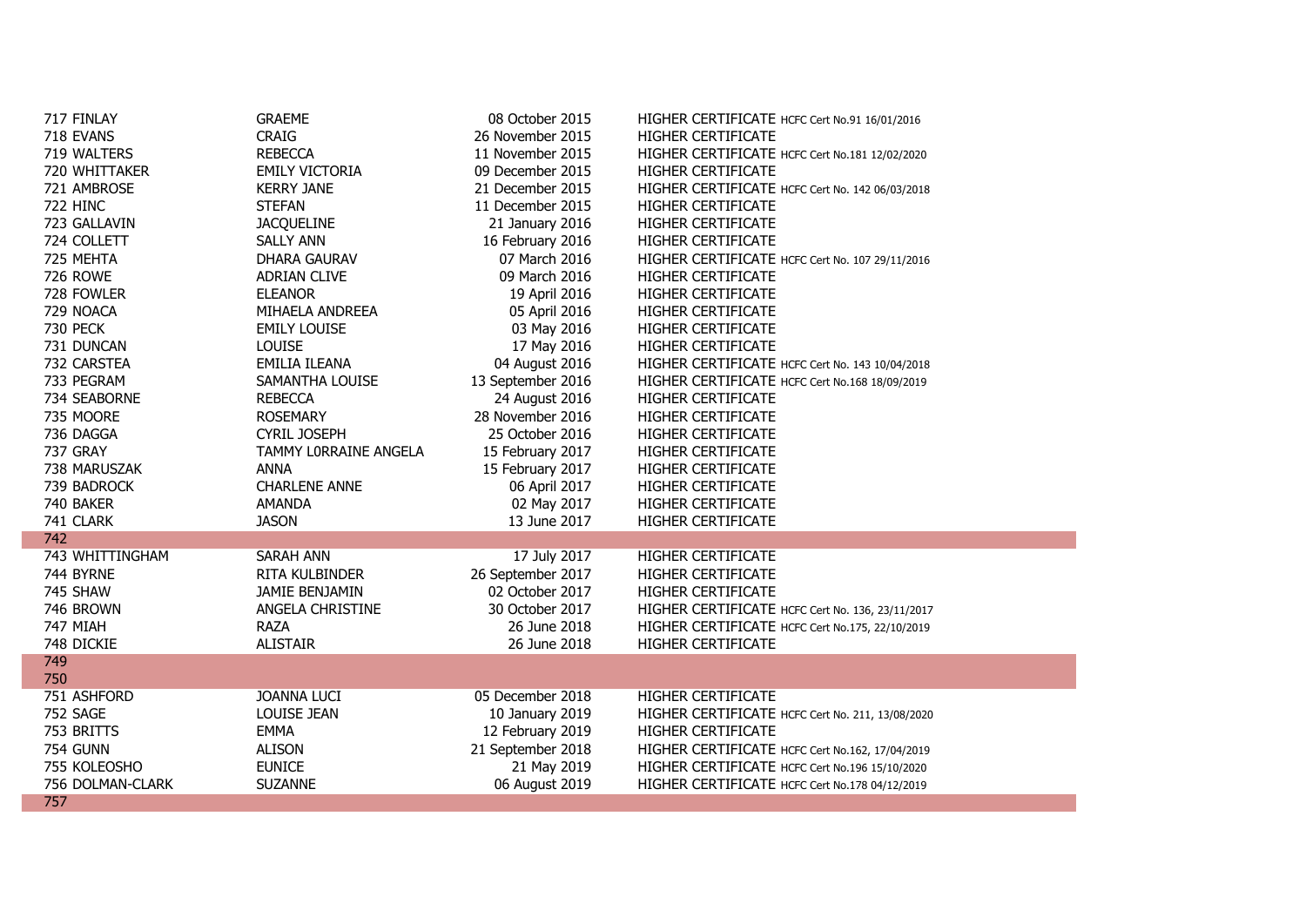| | | | | |
|---|---|---|---|---|
| 717 | FINLAY | GRAEME | 08 October 2015 | HIGHER CERTIFICATE HCFC Cert No.91 16/01/2016 |
| 718 | EVANS | CRAIG | 26 November 2015 | HIGHER CERTIFICATE |
| 719 | WALTERS | REBECCA | 11 November 2015 | HIGHER CERTIFICATE HCFC Cert No.181 12/02/2020 |
| 720 | WHITTAKER | EMILY VICTORIA | 09 December 2015 | HIGHER CERTIFICATE |
| 721 | AMBROSE | KERRY JANE | 21 December 2015 | HIGHER CERTIFICATE HCFC Cert No. 142 06/03/2018 |
| 722 | HINC | STEFAN | 11 December 2015 | HIGHER CERTIFICATE |
| 723 | GALLAVIN | JACQUELINE | 21 January 2016 | HIGHER CERTIFICATE |
| 724 | COLLETT | SALLY ANN | 16 February 2016 | HIGHER CERTIFICATE |
| 725 | MEHTA | DHARA GAURAV | 07 March 2016 | HIGHER CERTIFICATE HCFC Cert No. 107 29/11/2016 |
| 726 | ROWE | ADRIAN CLIVE | 09 March 2016 | HIGHER CERTIFICATE |
| 728 | FOWLER | ELEANOR | 19 April 2016 | HIGHER CERTIFICATE |
| 729 | NOACA | MIHAELA ANDREEA | 05 April 2016 | HIGHER CERTIFICATE |
| 730 | PECK | EMILY LOUISE | 03 May 2016 | HIGHER CERTIFICATE |
| 731 | DUNCAN | LOUISE | 17 May 2016 | HIGHER CERTIFICATE |
| 732 | CARSTEA | EMILIA ILEANA | 04 August 2016 | HIGHER CERTIFICATE HCFC Cert No. 143 10/04/2018 |
| 733 | PEGRAM | SAMANTHA LOUISE | 13 September 2016 | HIGHER CERTIFICATE HCFC Cert No.168 18/09/2019 |
| 734 | SEABORNE | REBECCA | 24 August 2016 | HIGHER CERTIFICATE |
| 735 | MOORE | ROSEMARY | 28 November 2016 | HIGHER CERTIFICATE |
| 736 | DAGGA | CYRIL JOSEPH | 25 October 2016 | HIGHER CERTIFICATE |
| 737 | GRAY | TAMMY L0RRAINE ANGELA | 15 February 2017 | HIGHER CERTIFICATE |
| 738 | MARUSZAK | ANNA | 15 February 2017 | HIGHER CERTIFICATE |
| 739 | BADROCK | CHARLENE ANNE | 06 April 2017 | HIGHER CERTIFICATE |
| 740 | BAKER | AMANDA | 02 May 2017 | HIGHER CERTIFICATE |
| 741 | CLARK | JASON | 13 June 2017 | HIGHER CERTIFICATE |
| 742 | | | | |
| 743 | WHITTINGHAM | SARAH ANN | 17 July 2017 | HIGHER CERTIFICATE |
| 744 | BYRNE | RITA KULBINDER | 26 September 2017 | HIGHER CERTIFICATE |
| 745 | SHAW | JAMIE BENJAMIN | 02 October 2017 | HIGHER CERTIFICATE |
| 746 | BROWN | ANGELA CHRISTINE | 30 October 2017 | HIGHER CERTIFICATE HCFC Cert No. 136, 23/11/2017 |
| 747 | MIAH | RAZA | 26 June 2018 | HIGHER CERTIFICATE HCFC Cert No.175, 22/10/2019 |
| 748 | DICKIE | ALISTAIR | 26 June 2018 | HIGHER CERTIFICATE |
| 749 | | | | |
| 750 | | | | |
| 751 | ASHFORD | JOANNA LUCI | 05 December 2018 | HIGHER CERTIFICATE |
| 752 | SAGE | LOUISE JEAN | 10 January 2019 | HIGHER CERTIFICATE HCFC Cert No. 211, 13/08/2020 |
| 753 | BRITTS | EMMA | 12 February 2019 | HIGHER CERTIFICATE |
| 754 | GUNN | ALISON | 21 September 2018 | HIGHER CERTIFICATE HCFC Cert No.162, 17/04/2019 |
| 755 | KOLEOSHO | EUNICE | 21 May 2019 | HIGHER CERTIFICATE HCFC Cert No.196 15/10/2020 |
| 756 | DOLMAN-CLARK | SUZANNE | 06 August 2019 | HIGHER CERTIFICATE HCFC Cert No.178 04/12/2019 |
| 757 | | | | |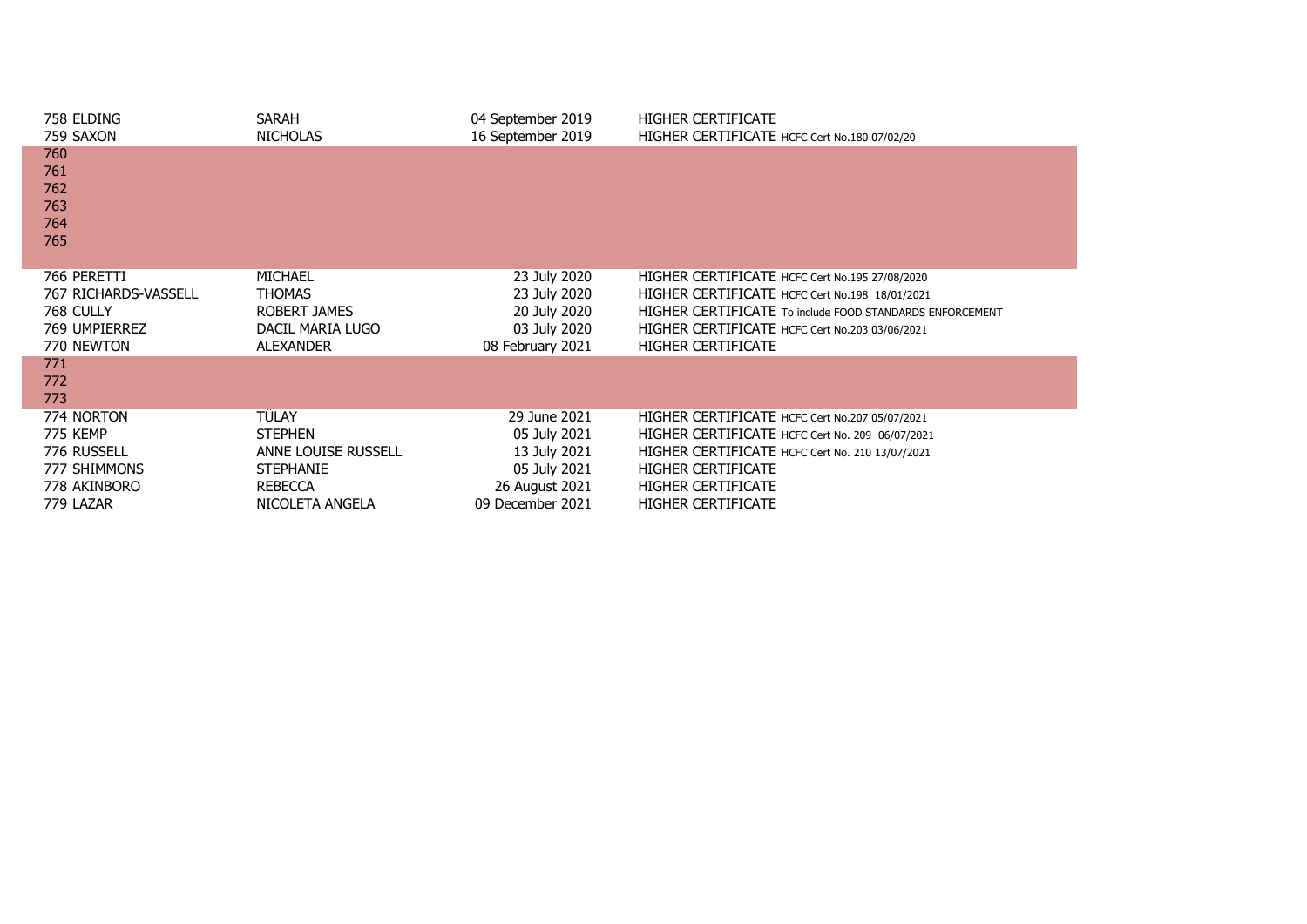| | | | |
|---|---|---|---|
| 758 ELDING | SARAH | 04 September 2019 | HIGHER CERTIFICATE |
| 759 SAXON | NICHOLAS | 16 September 2019 | HIGHER CERTIFICATE HCFC Cert No.180 07/02/20 |
| 760 | | | |
| 761 | | | |
| 762 | | | |
| 763 | | | |
| 764 | | | |
| 765 | | | |
| 766 PERETTI | MICHAEL | 23 July 2020 | HIGHER CERTIFICATE HCFC Cert No.195 27/08/2020 |
| 767 RICHARDS-VASSELL | THOMAS | 23 July 2020 | HIGHER CERTIFICATE HCFC Cert No.198 18/01/2021 |
| 768 CULLY | ROBERT JAMES | 20 July 2020 | HIGHER CERTIFICATE To include FOOD STANDARDS ENFORCEMENT |
| 769 UMPIERREZ | DACIL MARIA LUGO | 03 July 2020 | HIGHER CERTIFICATE HCFC Cert No.203 03/06/2021 |
| 770 NEWTON | ALEXANDER | 08 February 2021 | HIGHER CERTIFICATE |
| 771 | | | |
| 772 | | | |
| 773 | | | |
| 774 NORTON | TÜLAY | 29 June 2021 | HIGHER CERTIFICATE HCFC Cert No.207 05/07/2021 |
| 775 KEMP | STEPHEN | 05 July 2021 | HIGHER CERTIFICATE HCFC Cert No. 209 06/07/2021 |
| 776 RUSSELL | ANNE LOUISE RUSSELL | 13 July 2021 | HIGHER CERTIFICATE HCFC Cert No. 210 13/07/2021 |
| 777 SHIMMONS | STEPHANIE | 05 July 2021 | HIGHER CERTIFICATE |
| 778 AKINBORO | REBECCA | 26 August 2021 | HIGHER CERTIFICATE |
| 779 LAZAR | NICOLETA ANGELA | 09 December 2021 | HIGHER CERTIFICATE |